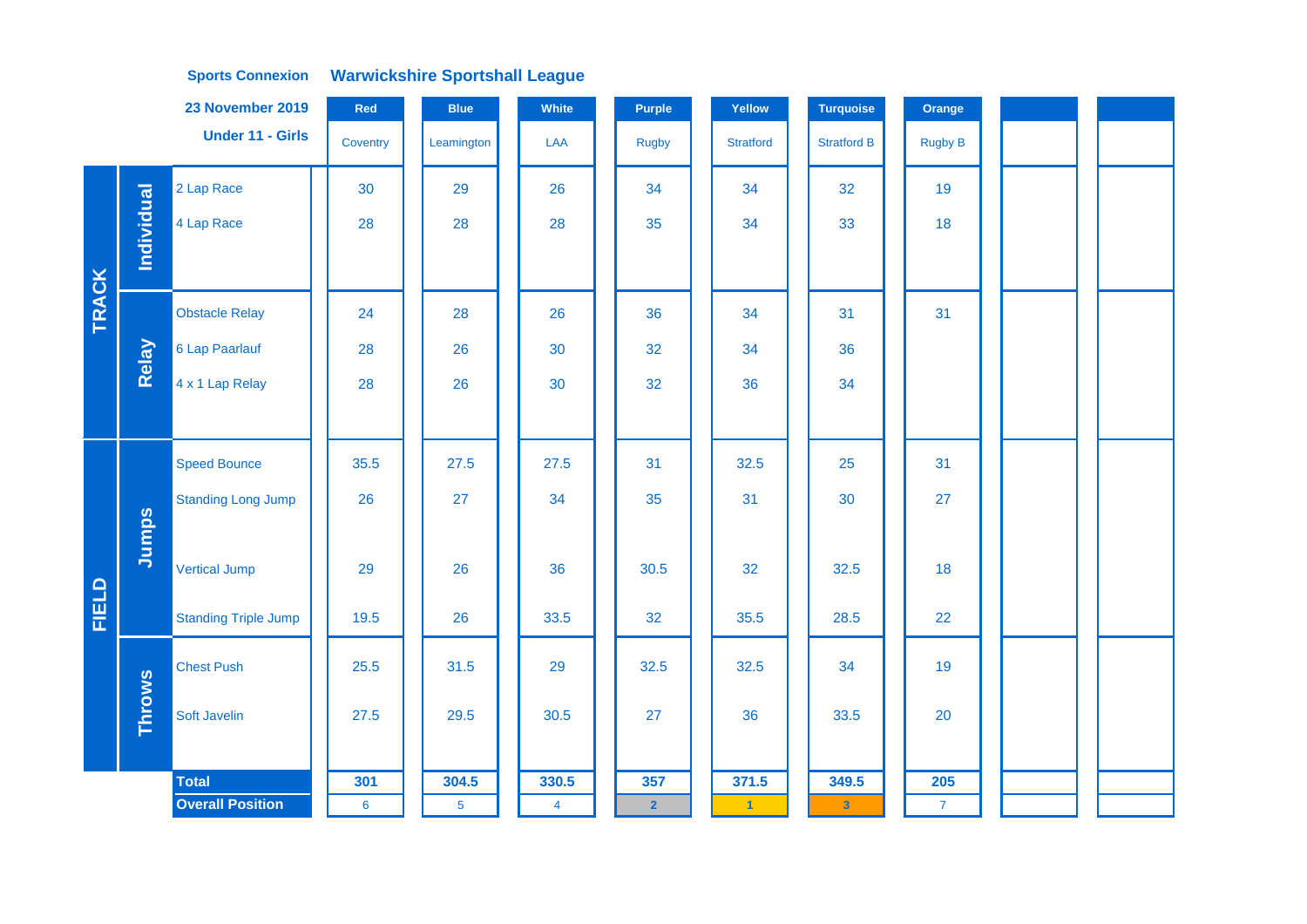**Sports Connexion** **Warwickshire Sportshall League**

**23 November 2019**

**Under 11 - Girls**

| | | | Red | Blue | White | Purple | Yellow | Turquoise | Orange | | |
|---|---|---|---|---|---|---|---|---|---|---|---|
| | | | Coventry | Leamington | LAA | Rugby | Stratford | Stratford B | Rugby B | | |
| TRACK | Individual | 2 Lap Race | 30 | 29 | 26 | 34 | 34 | 32 | 19 | | |
| | | 4 Lap Race | 28 | 28 | 28 | 35 | 34 | 33 | 18 | | |
| | Relay | Obstacle Relay | 24 | 28 | 26 | 36 | 34 | 31 | 31 | | |
| | | 6 Lap Paarlauf | 28 | 26 | 30 | 32 | 34 | 36 | | | |
| | | 4 x 1 Lap Relay | 28 | 26 | 30 | 32 | 36 | 34 | | | |
| FIELD | Jumps | Speed Bounce | 35.5 | 27.5 | 27.5 | 31 | 32.5 | 25 | 31 | | |
| | | Standing Long Jump | 26 | 27 | 34 | 35 | 31 | 30 | 27 | | |
| | | Vertical Jump | 29 | 26 | 36 | 30.5 | 32 | 32.5 | 18 | | |
| | | Standing Triple Jump | 19.5 | 26 | 33.5 | 32 | 35.5 | 28.5 | 22 | | |
| | Throws | Chest Push | 25.5 | 31.5 | 29 | 32.5 | 32.5 | 34 | 19 | | |
| | | Soft Javelin | 27.5 | 29.5 | 30.5 | 27 | 36 | 33.5 | 20 | | |
| | | **Total** | **301** | **304.5** | **330.5** | **357** | **371.5** | **349.5** | **205** | | |
| | | **Overall Position** | 6 | 5 | 4 | 2 | 1 | 3 | 7 | | |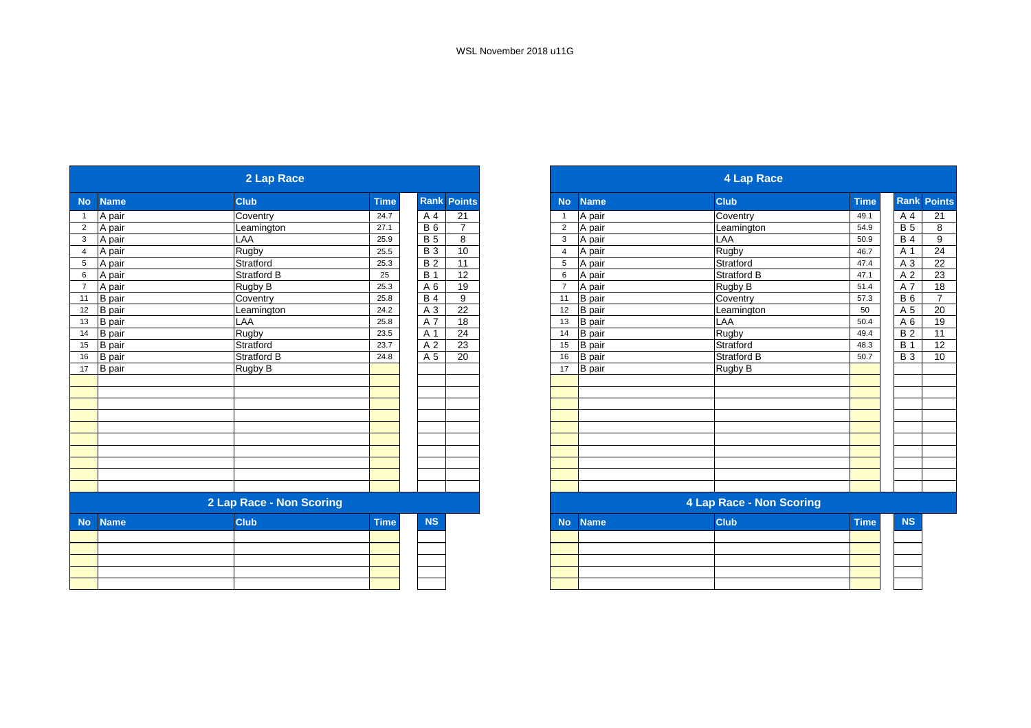WSL November 2018 u11G

## 2 Lap Race

| No | Name | Club | Time | Rank | Points |
|---|---|---|---|---|---|
| 1 | A pair | Coventry | 24.7 | A 4 | 21 |
| 2 | A pair | Leamington | 27.1 | B 6 | 7 |
| 3 | A pair | LAA | 25.9 | B 5 | 8 |
| 4 | A pair | Rugby | 25.5 | B 3 | 10 |
| 5 | A pair | Stratford | 25.3 | B 2 | 11 |
| 6 | A pair | Stratford B | 25 | B 1 | 12 |
| 7 | A pair | Rugby B | 25.3 | A 6 | 19 |
| 11 | B pair | Coventry | 25.8 | B 4 | 9 |
| 12 | B pair | Leamington | 24.2 | A 3 | 22 |
| 13 | B pair | LAA | 25.8 | A 7 | 18 |
| 14 | B pair | Rugby | 23.5 | A 1 | 24 |
| 15 | B pair | Stratford | 23.7 | A 2 | 23 |
| 16 | B pair | Stratford B | 24.8 | A 5 | 20 |
| 17 | B pair | Rugby B | | | |

## 2 Lap Race - Non Scoring

| No | Name | Club | Time | NS |
|---|---|---|---|---|

## 4 Lap Race

| No | Name | Club | Time | Rank | Points |
|---|---|---|---|---|---|
| 1 | A pair | Coventry | 49.1 | A 4 | 21 |
| 2 | A pair | Leamington | 54.9 | B 5 | 8 |
| 3 | A pair | LAA | 50.9 | B 4 | 9 |
| 4 | A pair | Rugby | 46.7 | A 1 | 24 |
| 5 | A pair | Stratford | 47.4 | A 3 | 22 |
| 6 | A pair | Stratford B | 47.1 | A 2 | 23 |
| 7 | A pair | Rugby B | 51.4 | A 7 | 18 |
| 11 | B pair | Coventry | 57.3 | B 6 | 7 |
| 12 | B pair | Leamington | 50 | A 5 | 20 |
| 13 | B pair | LAA | 50.4 | A 6 | 19 |
| 14 | B pair | Rugby | 49.4 | B 2 | 11 |
| 15 | B pair | Stratford | 48.3 | B 1 | 12 |
| 16 | B pair | Stratford B | 50.7 | B 3 | 10 |
| 17 | B pair | Rugby B | | | |

## 4 Lap Race - Non Scoring

| No | Name | Club | Time | NS |
|---|---|---|---|---|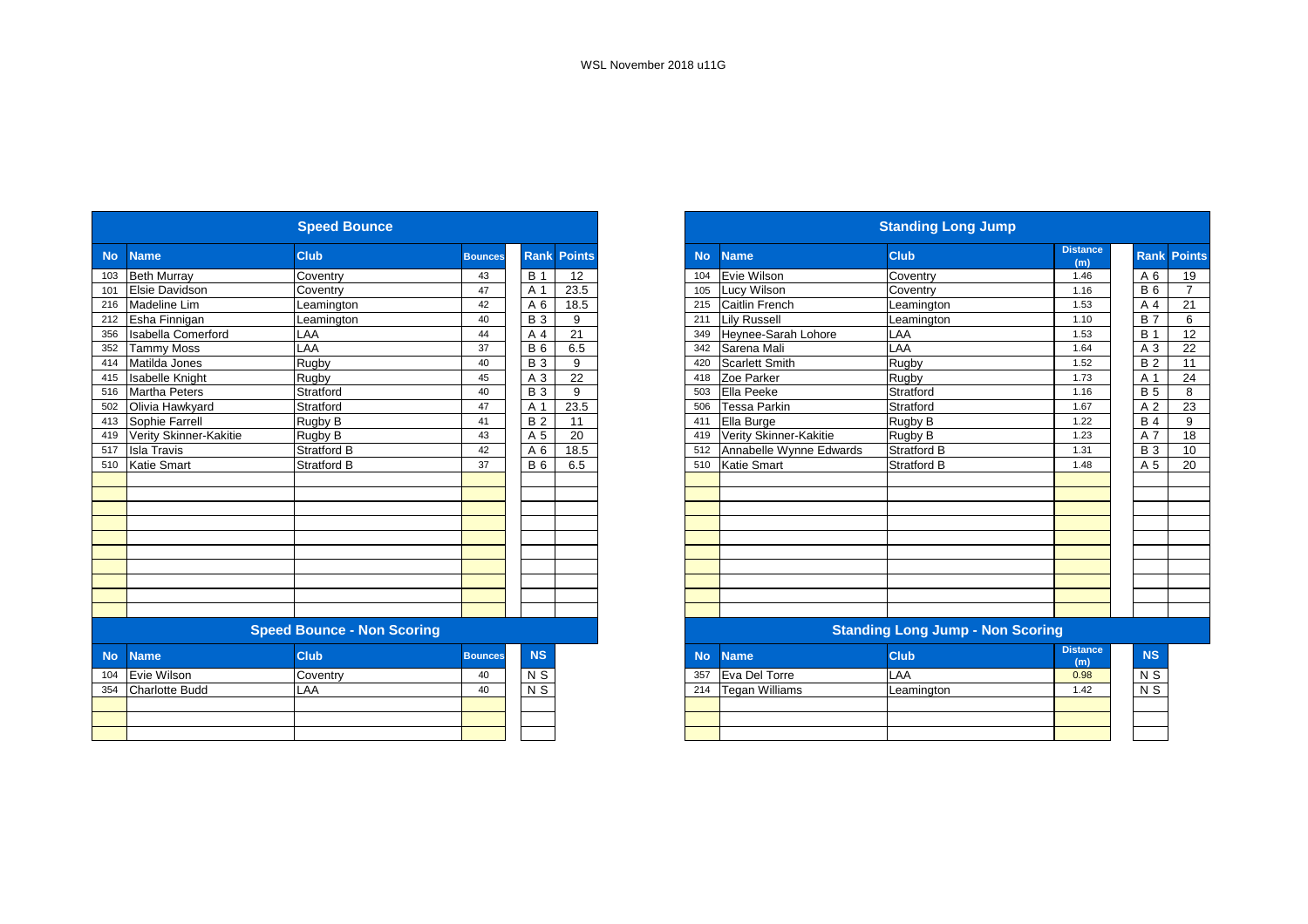WSL November 2018 u11G

## Speed Bounce

| No | Name | Club | Bounces | Rank | Points |
|---|---|---|---|---|---|
| 103 | Beth Murray | Coventry | 43 | B 1 | 12 |
| 101 | Elsie Davidson | Coventry | 47 | A 1 | 23.5 |
| 216 | Madeline Lim | Leamington | 42 | A 6 | 18.5 |
| 212 | Esha Finnigan | Leamington | 40 | B 3 | 9 |
| 356 | Isabella Comerford | LAA | 44 | A 4 | 21 |
| 352 | Tammy Moss | LAA | 37 | B 6 | 6.5 |
| 414 | Matilda Jones | Rugby | 40 | B 3 | 9 |
| 415 | Isabelle Knight | Rugby | 45 | A 3 | 22 |
| 516 | Martha Peters | Stratford | 40 | B 3 | 9 |
| 502 | Olivia Hawkyard | Stratford | 47 | A 1 | 23.5 |
| 413 | Sophie Farrell | Rugby B | 41 | B 2 | 11 |
| 419 | Verity Skinner-Kakitie | Rugby B | 43 | A 5 | 20 |
| 517 | Isla Travis | Stratford B | 42 | A 6 | 18.5 |
| 510 | Katie Smart | Stratford B | 37 | B 6 | 6.5 |

## Speed Bounce - Non Scoring

| No | Name | Club | Bounces | NS |
|---|---|---|---|---|
| 104 | Evie Wilson | Coventry | 40 | N S |
| 354 | Charlotte Budd | LAA | 40 | N S |

## Standing Long Jump

| No | Name | Club | Distance (m) | Rank | Points |
|---|---|---|---|---|---|
| 104 | Evie Wilson | Coventry | 1.46 | A 6 | 19 |
| 105 | Lucy Wilson | Coventry | 1.16 | B 6 | 7 |
| 215 | Caitlin French | Leamington | 1.53 | A 4 | 21 |
| 211 | Lily Russell | Leamington | 1.10 | B 7 | 6 |
| 349 | Heynee-Sarah Lohore | LAA | 1.53 | B 1 | 12 |
| 342 | Sarena Mali | LAA | 1.64 | A 3 | 22 |
| 420 | Scarlett Smith | Rugby | 1.52 | B 2 | 11 |
| 418 | Zoe Parker | Rugby | 1.73 | A 1 | 24 |
| 503 | Ella Peeke | Stratford | 1.16 | B 5 | 8 |
| 506 | Tessa Parkin | Stratford | 1.67 | A 2 | 23 |
| 411 | Ella Burge | Rugby B | 1.22 | B 4 | 9 |
| 419 | Verity Skinner-Kakitie | Rugby B | 1.23 | A 7 | 18 |
| 512 | Annabelle Wynne Edwards | Stratford B | 1.31 | B 3 | 10 |
| 510 | Katie Smart | Stratford B | 1.48 | A 5 | 20 |

## Standing Long Jump - Non Scoring

| No | Name | Club | Distance (m) | NS |
|---|---|---|---|---|
| 357 | Eva Del Torre | LAA | 0.98 | N S |
| 214 | Tegan Williams | Leamington | 1.42 | N S |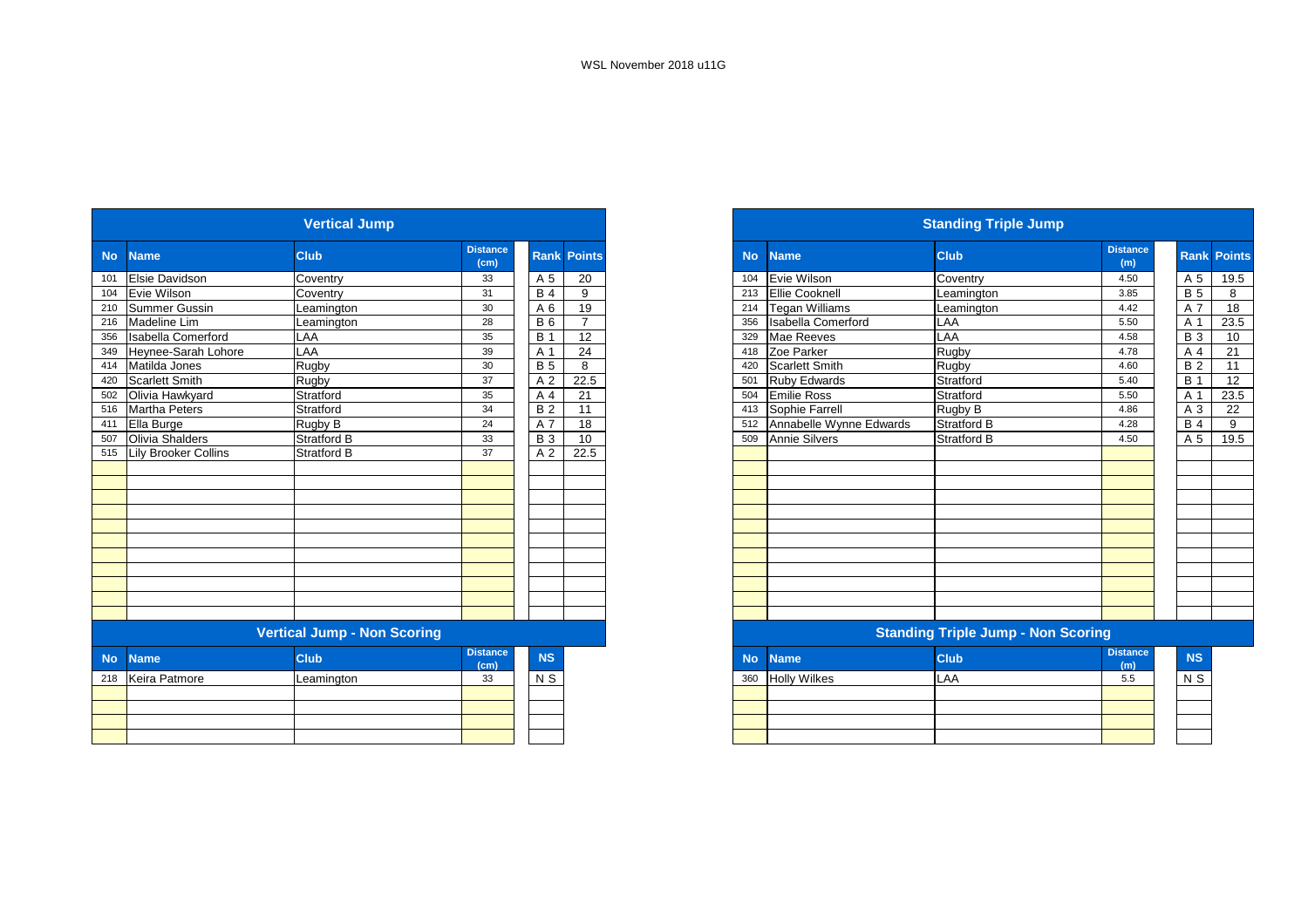WSL November 2018 u11G

## Vertical Jump

| No | Name | Club | Distance (cm) | Rank | Points |
|---|---|---|---|---|---|
| 101 | Elsie Davidson | Coventry | 33 | A 5 | 20 |
| 104 | Evie Wilson | Coventry | 31 | B 4 | 9 |
| 210 | Summer Gussin | Leamington | 30 | A 6 | 19 |
| 216 | Madeline Lim | Leamington | 28 | B 6 | 7 |
| 356 | Isabella Comerford | LAA | 35 | B 1 | 12 |
| 349 | Heynee-Sarah Lohore | LAA | 39 | A 1 | 24 |
| 414 | Matilda Jones | Rugby | 30 | B 5 | 8 |
| 420 | Scarlett Smith | Rugby | 37 | A 2 | 22.5 |
| 502 | Olivia Hawkyard | Stratford | 35 | A 4 | 21 |
| 516 | Martha Peters | Stratford | 34 | B 2 | 11 |
| 411 | Ella Burge | Rugby B | 24 | A 7 | 18 |
| 507 | Olivia Shalders | Stratford B | 33 | B 3 | 10 |
| 515 | Lily Brooker Collins | Stratford B | 37 | A 2 | 22.5 |

## Vertical Jump - Non Scoring

| No | Name | Club | Distance (cm) | NS |
|---|---|---|---|---|
| 218 | Keira Patmore | Leamington | 33 | N S |

## Standing Triple Jump

| No | Name | Club | Distance (m) | Rank | Points |
|---|---|---|---|---|---|
| 104 | Evie Wilson | Coventry | 4.50 | A 5 | 19.5 |
| 213 | Ellie Cooknell | Leamington | 3.85 | B 5 | 8 |
| 214 | Tegan Williams | Leamington | 4.42 | A 7 | 18 |
| 356 | Isabella Comerford | LAA | 5.50 | A 1 | 23.5 |
| 329 | Mae Reeves | LAA | 4.58 | B 3 | 10 |
| 418 | Zoe Parker | Rugby | 4.78 | A 4 | 21 |
| 420 | Scarlett Smith | Rugby | 4.60 | B 2 | 11 |
| 501 | Ruby Edwards | Stratford | 5.40 | B 1 | 12 |
| 504 | Emilie Ross | Stratford | 5.50 | A 1 | 23.5 |
| 413 | Sophie Farrell | Rugby B | 4.86 | A 3 | 22 |
| 512 | Annabelle Wynne Edwards | Stratford B | 4.28 | B 4 | 9 |
| 509 | Annie Silvers | Stratford B | 4.50 | A 5 | 19.5 |

## Standing Triple Jump - Non Scoring

| No | Name | Club | Distance (m) | NS |
|---|---|---|---|---|
| 360 | Holly Wilkes | LAA | 5.5 | N S |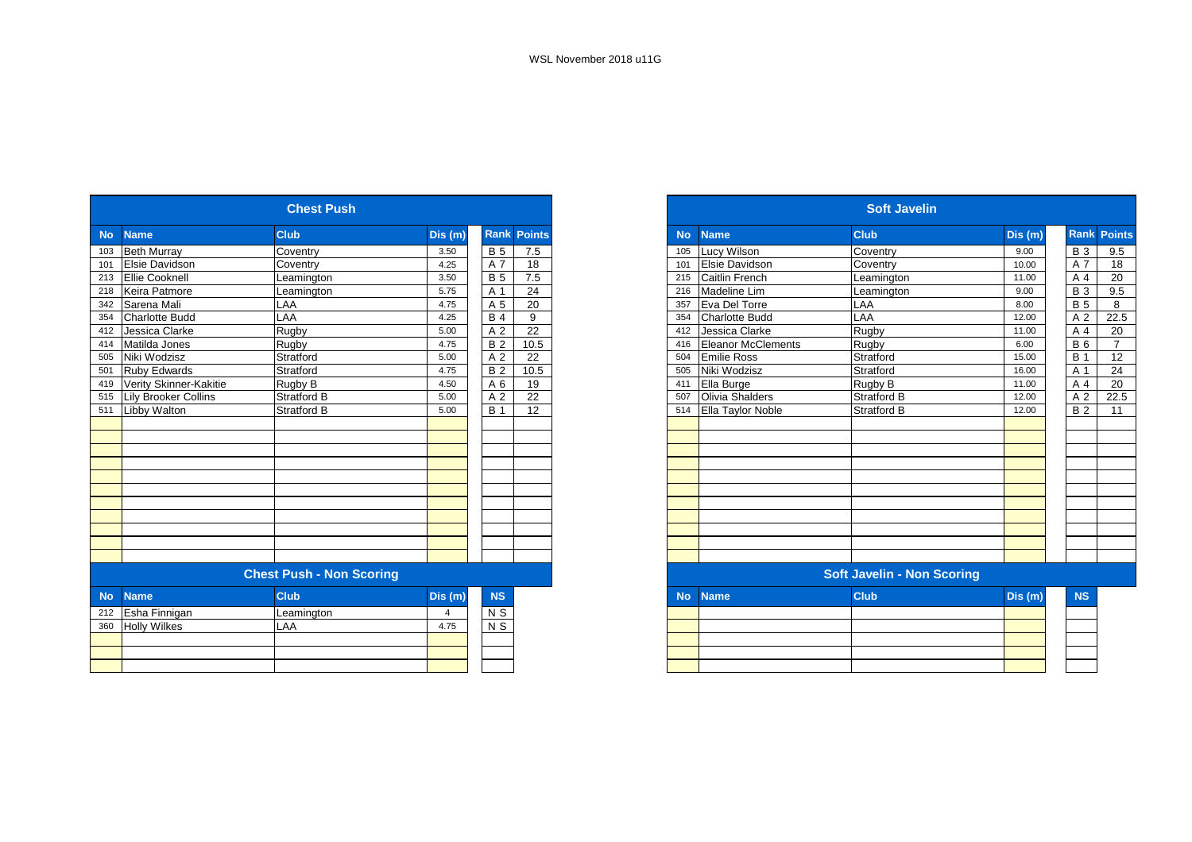WSL November 2018 u11G

## Chest Push

| No | Name | Club | Dis (m) | Rank | Points |
|---|---|---|---|---|---|
| 103 | Beth Murray | Coventry | 3.50 | B 5 | 7.5 |
| 101 | Elsie Davidson | Coventry | 4.25 | A 7 | 18 |
| 213 | Ellie Cooknell | Leamington | 3.50 | B 5 | 7.5 |
| 218 | Keira Patmore | Leamington | 5.75 | A 1 | 24 |
| 342 | Sarena Mali | LAA | 4.75 | A 5 | 20 |
| 354 | Charlotte Budd | LAA | 4.25 | B 4 | 9 |
| 412 | Jessica Clarke | Rugby | 5.00 | A 2 | 22 |
| 414 | Matilda Jones | Rugby | 4.75 | B 2 | 10.5 |
| 505 | Niki Wodzisz | Stratford | 5.00 | A 2 | 22 |
| 501 | Ruby Edwards | Stratford | 4.75 | B 2 | 10.5 |
| 419 | Verity Skinner-Kakitie | Rugby B | 4.50 | A 6 | 19 |
| 515 | Lily Brooker Collins | Stratford B | 5.00 | A 2 | 22 |
| 511 | Libby Walton | Stratford B | 5.00 | B 1 | 12 |

## Chest Push - Non Scoring

| No | Name | Club | Dis (m) | NS |
|---|---|---|---|---|
| 212 | Esha Finnigan | Leamington | 4 | N S |
| 360 | Holly Wilkes | LAA | 4.75 | N S |

## Soft Javelin

| No | Name | Club | Dis (m) | Rank | Points |
|---|---|---|---|---|---|
| 105 | Lucy Wilson | Coventry | 9.00 | B 3 | 9.5 |
| 101 | Elsie Davidson | Coventry | 10.00 | A 7 | 18 |
| 215 | Caitlin French | Leamington | 11.00 | A 4 | 20 |
| 216 | Madeline Lim | Leamington | 9.00 | B 3 | 9.5 |
| 357 | Eva Del Torre | LAA | 8.00 | B 5 | 8 |
| 354 | Charlotte Budd | LAA | 12.00 | A 2 | 22.5 |
| 412 | Jessica Clarke | Rugby | 11.00 | A 4 | 20 |
| 416 | Eleanor McClements | Rugby | 6.00 | B 6 | 7 |
| 504 | Emilie Ross | Stratford | 15.00 | B 1 | 12 |
| 505 | Niki Wodzisz | Stratford | 16.00 | A 1 | 24 |
| 411 | Ella Burge | Rugby B | 11.00 | A 4 | 20 |
| 507 | Olivia Shalders | Stratford B | 12.00 | A 2 | 22.5 |
| 514 | Ella Taylor Noble | Stratford B | 12.00 | B 2 | 11 |

## Soft Javelin - Non Scoring

| No | Name | Club | Dis (m) | NS |
|---|---|---|---|---|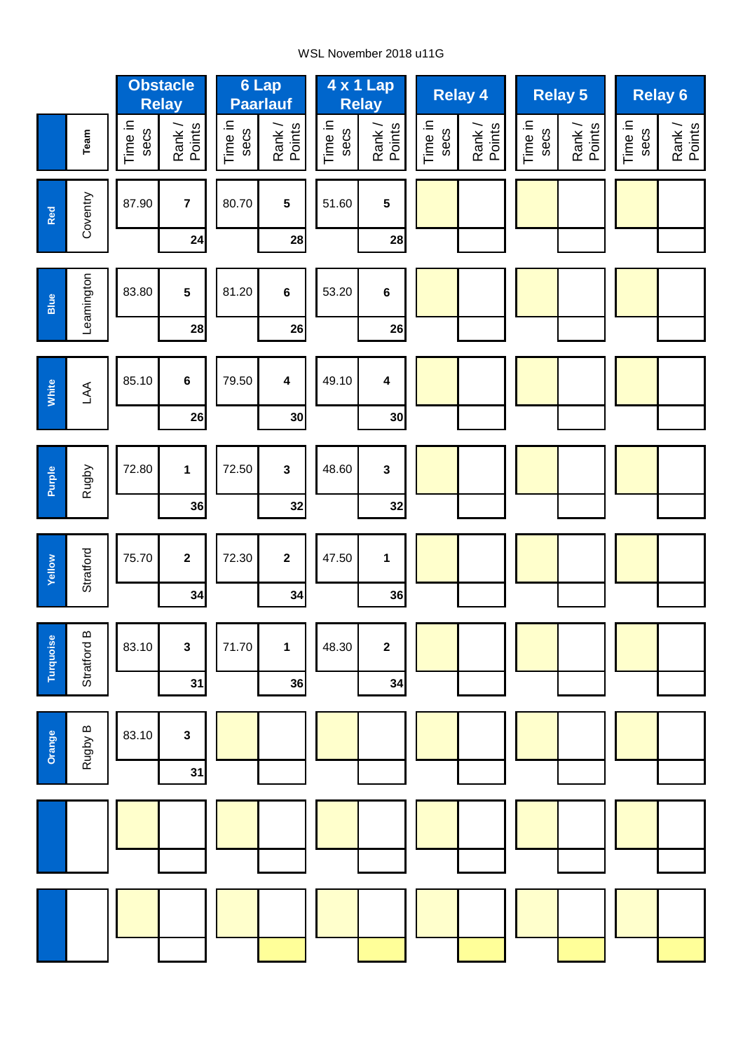WSL November 2018 u11G

| | Team | Obstacle Relay | | 6 Lap Paarlauf | | 4 x 1 Lap Relay | | Relay 4 | | Relay 5 | | Relay 6 | |
|---|---|---|---|---|---|---|---|---|---|---|---|---|---|
| | | Time in secs | Rank / Points | Time in secs | Rank / Points | Time in secs | Rank / Points | Time in secs | Rank / Points | Time in secs | Rank / Points | Time in secs | Rank / Points |
| Red | Coventry | 87.90 | 7 | 80.70 | 5 | 51.60 | 5 | | | | | | |
| | | | 24 | | 28 | | 28 | | | | | | |
| Blue | Leamington | 83.80 | 5 | 81.20 | 6 | 53.20 | 6 | | | | | | |
| | | | 28 | | 26 | | 26 | | | | | | |
| White | LAA | 85.10 | 6 | 79.50 | 4 | 49.10 | 4 | | | | | | |
| | | | 26 | | 30 | | 30 | | | | | | |
| Purple | Rugby | 72.80 | 1 | 72.50 | 3 | 48.60 | 3 | | | | | | |
| | | | 36 | | 32 | | 32 | | | | | | |
| Yellow | Stratford | 75.70 | 2 | 72.30 | 2 | 47.50 | 1 | | | | | | |
| | | | 34 | | 34 | | 36 | | | | | | |
| Turquoise | Stratford B | 83.10 | 3 | 71.70 | 1 | 48.30 | 2 | | | | | | |
| | | | 31 | | 36 | | 34 | | | | | | |
| Orange | Rugby B | 83.10 | 3 | | | | | | | | | | |
| | | | 31 | | | | | | | | | | |
| | | | | | | | | | | | | | |
| | | | | | | | | | | | | | |
| | | | | | | | | | | | | | |
| | | | | | | | | | | | | | |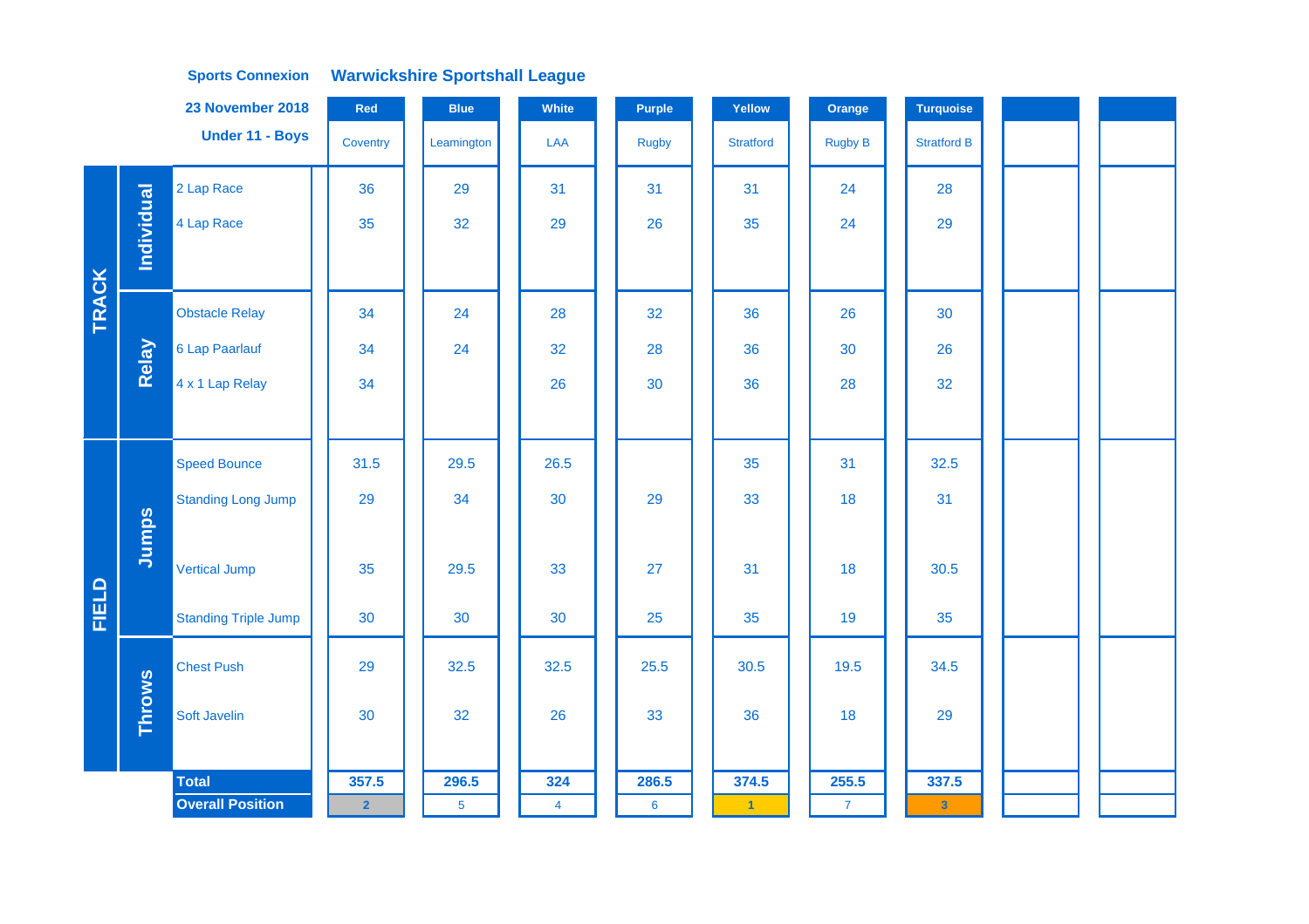**Sports Connexion** **Warwickshire Sportshall League**

**23 November 2018**

**Under 11 - Boys**

| | | | Red | Blue | White | Purple | Yellow | Orange | Turquoise | | |
|---|---|---|---|---|---|---|---|---|---|---|---|
| | | | Coventry | Leamington | LAA | Rugby | Stratford | Rugby B | Stratford B | | |
| TRACK | Individual | 2 Lap Race | 36 | 29 | 31 | 31 | 31 | 24 | 28 | | |
| | | 4 Lap Race | 35 | 32 | 29 | 26 | 35 | 24 | 29 | | |
| | Relay | Obstacle Relay | 34 | 24 | 28 | 32 | 36 | 26 | 30 | | |
| | | 6 Lap Paarlauf | 34 | 24 | 32 | 28 | 36 | 30 | 26 | | |
| | | 4 x 1 Lap Relay | 34 | | 26 | 30 | 36 | 28 | 32 | | |
| FIELD | Jumps | Speed Bounce | 31.5 | 29.5 | 26.5 | | 35 | 31 | 32.5 | | |
| | | Standing Long Jump | 29 | 34 | 30 | 29 | 33 | 18 | 31 | | |
| | | Vertical Jump | 35 | 29.5 | 33 | 27 | 31 | 18 | 30.5 | | |
| | | Standing Triple Jump | 30 | 30 | 30 | 25 | 35 | 19 | 35 | | |
| | Throws | Chest Push | 29 | 32.5 | 32.5 | 25.5 | 30.5 | 19.5 | 34.5 | | |
| | | Soft Javelin | 30 | 32 | 26 | 33 | 36 | 18 | 29 | | |
| | | **Total** | **357.5** | **296.5** | **324** | **286.5** | **374.5** | **255.5** | **337.5** | | |
| | | **Overall Position** | 2 | 5 | 4 | 6 | 1 | 7 | 3 | | |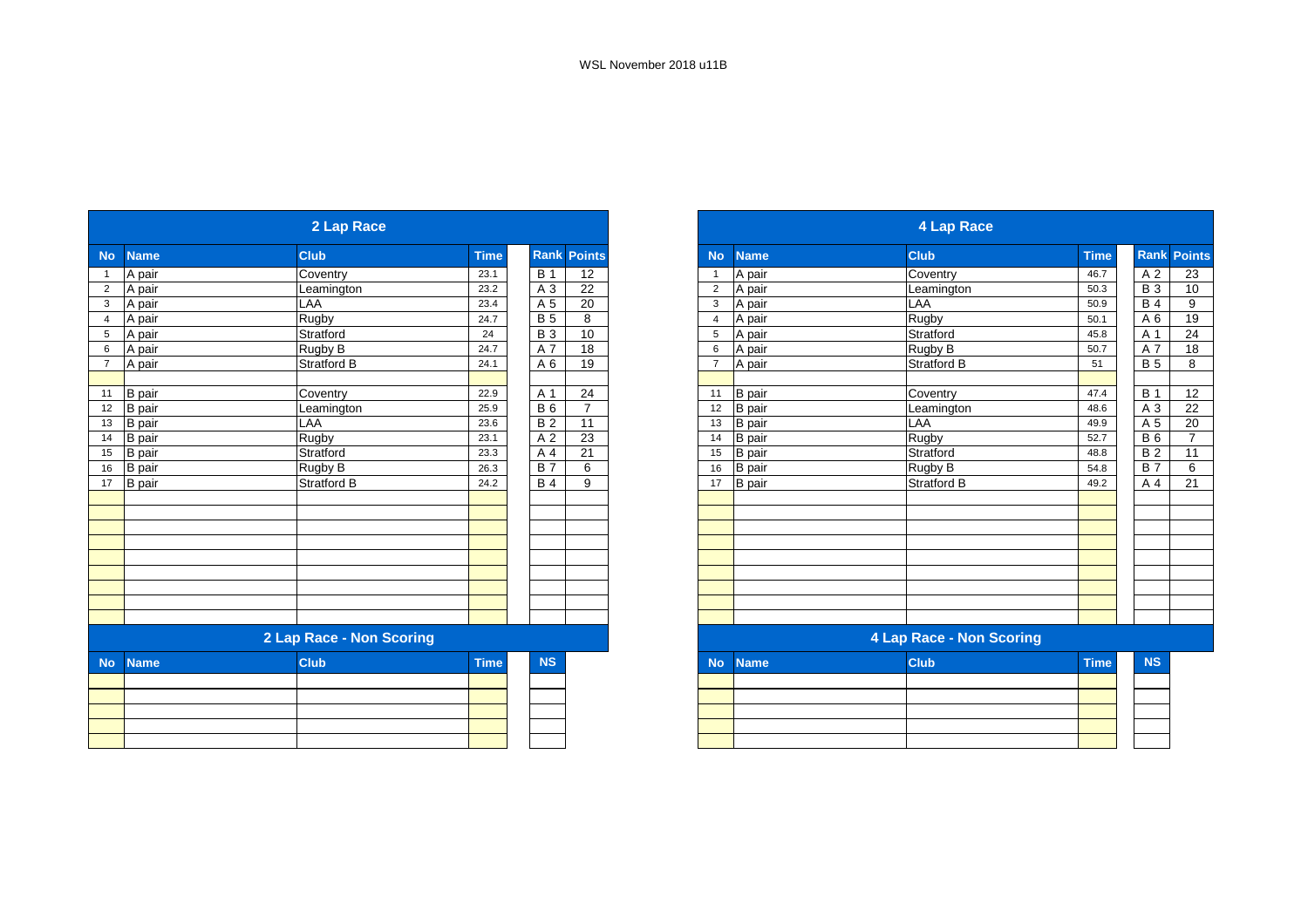WSL November 2018 u11B

## 2 Lap Race

| No | Name | Club | Time | Rank | Points |
|---|---|---|---|---|---|
| 1 | A pair | Coventry | 23.1 | B 1 | 12 |
| 2 | A pair | Leamington | 23.2 | A 3 | 22 |
| 3 | A pair | LAA | 23.4 | A 5 | 20 |
| 4 | A pair | Rugby | 24.7 | B 5 | 8 |
| 5 | A pair | Stratford | 24 | B 3 | 10 |
| 6 | A pair | Rugby B | 24.7 | A 7 | 18 |
| 7 | A pair | Stratford B | 24.1 | A 6 | 19 |
| | | | | | |
| 11 | B pair | Coventry | 22.9 | A 1 | 24 |
| 12 | B pair | Leamington | 25.9 | B 6 | 7 |
| 13 | B pair | LAA | 23.6 | B 2 | 11 |
| 14 | B pair | Rugby | 23.1 | A 2 | 23 |
| 15 | B pair | Stratford | 23.3 | A 4 | 21 |
| 16 | B pair | Rugby B | 26.3 | B 7 | 6 |
| 17 | B pair | Stratford B | 24.2 | B 4 | 9 |

## 2 Lap Race - Non Scoring

| No | Name | Club | Time | NS |
|---|---|---|---|---|
| | | | | |

## 4 Lap Race

| No | Name | Club | Time | Rank | Points |
|---|---|---|---|---|---|
| 1 | A pair | Coventry | 46.7 | A 2 | 23 |
| 2 | A pair | Leamington | 50.3 | B 3 | 10 |
| 3 | A pair | LAA | 50.9 | B 4 | 9 |
| 4 | A pair | Rugby | 50.1 | A 6 | 19 |
| 5 | A pair | Stratford | 45.8 | A 1 | 24 |
| 6 | A pair | Rugby B | 50.7 | A 7 | 18 |
| 7 | A pair | Stratford B | 51 | B 5 | 8 |
| | | | | | |
| 11 | B pair | Coventry | 47.4 | B 1 | 12 |
| 12 | B pair | Leamington | 48.6 | A 3 | 22 |
| 13 | B pair | LAA | 49.9 | A 5 | 20 |
| 14 | B pair | Rugby | 52.7 | B 6 | 7 |
| 15 | B pair | Stratford | 48.8 | B 2 | 11 |
| 16 | B pair | Rugby B | 54.8 | B 7 | 6 |
| 17 | B pair | Stratford B | 49.2 | A 4 | 21 |

## 4 Lap Race - Non Scoring

| No | Name | Club | Time | NS |
|---|---|---|---|---|
| | | | | |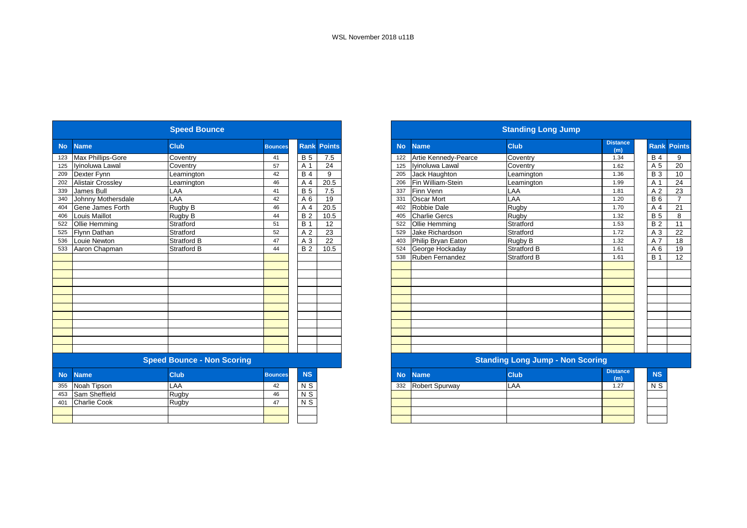WSL November 2018 u11B

## Speed Bounce

| No | Name | Club | Bounces | Rank | Points |
|---|---|---|---|---|---|
| 123 | Max Phillips-Gore | Coventry | 41 | B 5 | 7.5 |
| 125 | Iyinoluwa Lawal | Coventry | 57 | A 1 | 24 |
| 209 | Dexter Fynn | Leamington | 42 | B 4 | 9 |
| 202 | Alistair Crossley | Leamington | 46 | A 4 | 20.5 |
| 339 | James Bull | LAA | 41 | B 5 | 7.5 |
| 340 | Johnny Mothersdale | LAA | 42 | A 6 | 19 |
| 404 | Gene James Forth | Rugby B | 46 | A 4 | 20.5 |
| 406 | Louis Maillot | Rugby B | 44 | B 2 | 10.5 |
| 522 | Ollie Hemming | Stratford | 51 | B 1 | 12 |
| 525 | Flynn Dathan | Stratford | 52 | A 2 | 23 |
| 536 | Louie Newton | Stratford B | 47 | A 3 | 22 |
| 533 | Aaron Chapman | Stratford B | 44 | B 2 | 10.5 |

## Speed Bounce - Non Scoring

| No | Name | Club | Bounces | NS |
|---|---|---|---|---|
| 355 | Noah Tipson | LAA | 42 | N S |
| 453 | Sam Sheffield | Rugby | 46 | N S |
| 401 | Charlie Cook | Rugby | 47 | N S |

## Standing Long Jump

| No | Name | Club | Distance (m) | Rank | Points |
|---|---|---|---|---|---|
| 122 | Artie Kennedy-Pearce | Coventry | 1.34 | B 4 | 9 |
| 125 | Iyinoluwa Lawal | Coventry | 1.62 | A 5 | 20 |
| 205 | Jack Haughton | Leamington | 1.36 | B 3 | 10 |
| 206 | Fin William-Stein | Leamington | 1.99 | A 1 | 24 |
| 337 | Finn Venn | LAA | 1.81 | A 2 | 23 |
| 331 | Oscar Mort | LAA | 1.20 | B 6 | 7 |
| 402 | Robbie Dale | Rugby | 1.70 | A 4 | 21 |
| 405 | Charlie Gercs | Rugby | 1.32 | B 5 | 8 |
| 522 | Ollie Hemming | Stratford | 1.53 | B 2 | 11 |
| 529 | Jake Richardson | Stratford | 1.72 | A 3 | 22 |
| 403 | Philip Bryan Eaton | Rugby B | 1.32 | A 7 | 18 |
| 524 | George Hockaday | Stratford B | 1.61 | A 6 | 19 |
| 538 | Ruben Fernandez | Stratford B | 1.61 | B 1 | 12 |

## Standing Long Jump - Non Scoring

| No | Name | Club | Distance (m) | NS |
|---|---|---|---|---|
| 332 | Robert Spurway | LAA | 1.27 | N S |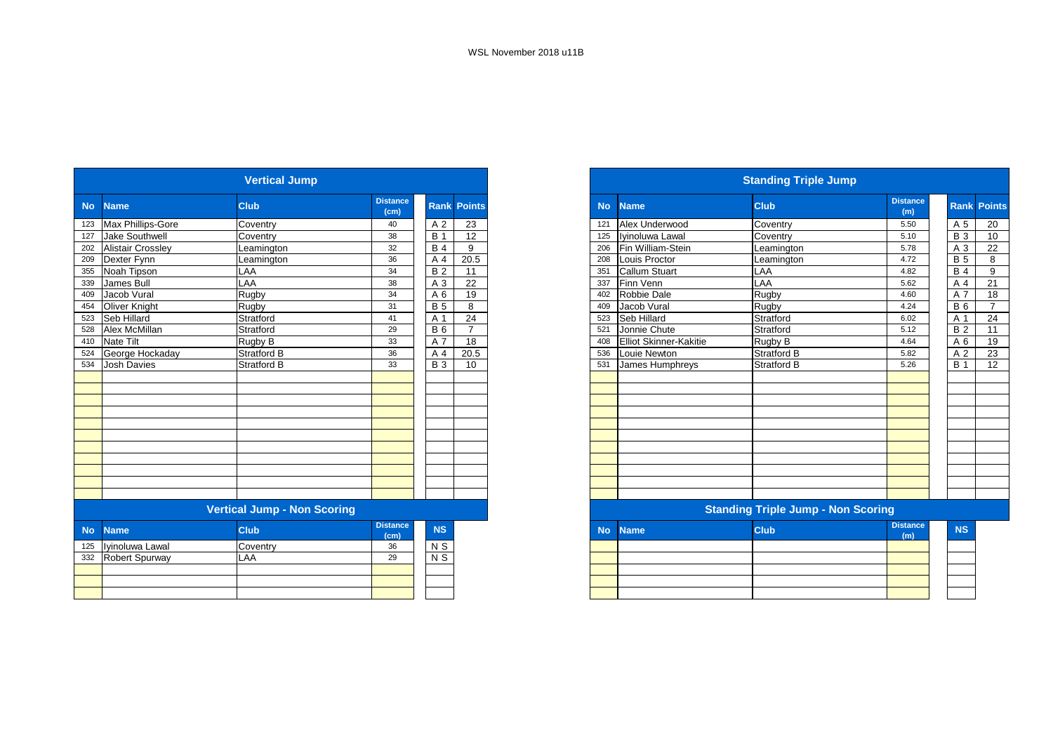WSL November 2018 u11B

## Vertical Jump

| No | Name | Club | Distance (cm) | Rank | Points |
|---|---|---|---|---|---|
| 123 | Max Phillips-Gore | Coventry | 40 | A 2 | 23 |
| 127 | Jake Southwell | Coventry | 38 | B 1 | 12 |
| 202 | Alistair Crossley | Leamington | 32 | B 4 | 9 |
| 209 | Dexter Fynn | Leamington | 36 | A 4 | 20.5 |
| 355 | Noah Tipson | LAA | 34 | B 2 | 11 |
| 339 | James Bull | LAA | 38 | A 3 | 22 |
| 409 | Jacob Vural | Rugby | 34 | A 6 | 19 |
| 454 | Oliver Knight | Rugby | 31 | B 5 | 8 |
| 523 | Seb Hillard | Stratford | 41 | A 1 | 24 |
| 528 | Alex McMillan | Stratford | 29 | B 6 | 7 |
| 410 | Nate Tilt | Rugby B | 33 | A 7 | 18 |
| 524 | George Hockaday | Stratford B | 36 | A 4 | 20.5 |
| 534 | Josh Davies | Stratford B | 33 | B 3 | 10 |

## Vertical Jump - Non Scoring

| No | Name | Club | Distance (cm) | NS |
|---|---|---|---|---|
| 125 | Iyinoluwa Lawal | Coventry | 36 | N S |
| 332 | Robert Spurway | LAA | 29 | N S |

## Standing Triple Jump

| No | Name | Club | Distance (m) | Rank | Points |
|---|---|---|---|---|---|
| 121 | Alex Underwood | Coventry | 5.50 | A 5 | 20 |
| 125 | Iyinoluwa Lawal | Coventry | 5.10 | B 3 | 10 |
| 206 | Fin William-Stein | Leamington | 5.78 | A 3 | 22 |
| 208 | Louis Proctor | Leamington | 4.72 | B 5 | 8 |
| 351 | Callum Stuart | LAA | 4.82 | B 4 | 9 |
| 337 | Finn Venn | LAA | 5.62 | A 4 | 21 |
| 402 | Robbie Dale | Rugby | 4.60 | A 7 | 18 |
| 409 | Jacob Vural | Rugby | 4.24 | B 6 | 7 |
| 523 | Seb Hillard | Stratford | 6.02 | A 1 | 24 |
| 521 | Jonnie Chute | Stratford | 5.12 | B 2 | 11 |
| 408 | Elliot Skinner-Kakitie | Rugby B | 4.64 | A 6 | 19 |
| 536 | Louie Newton | Stratford B | 5.82 | A 2 | 23 |
| 531 | James Humphreys | Stratford B | 5.26 | B 1 | 12 |

## Standing Triple Jump - Non Scoring

| No | Name | Club | Distance (m) | NS |
|---|---|---|---|---|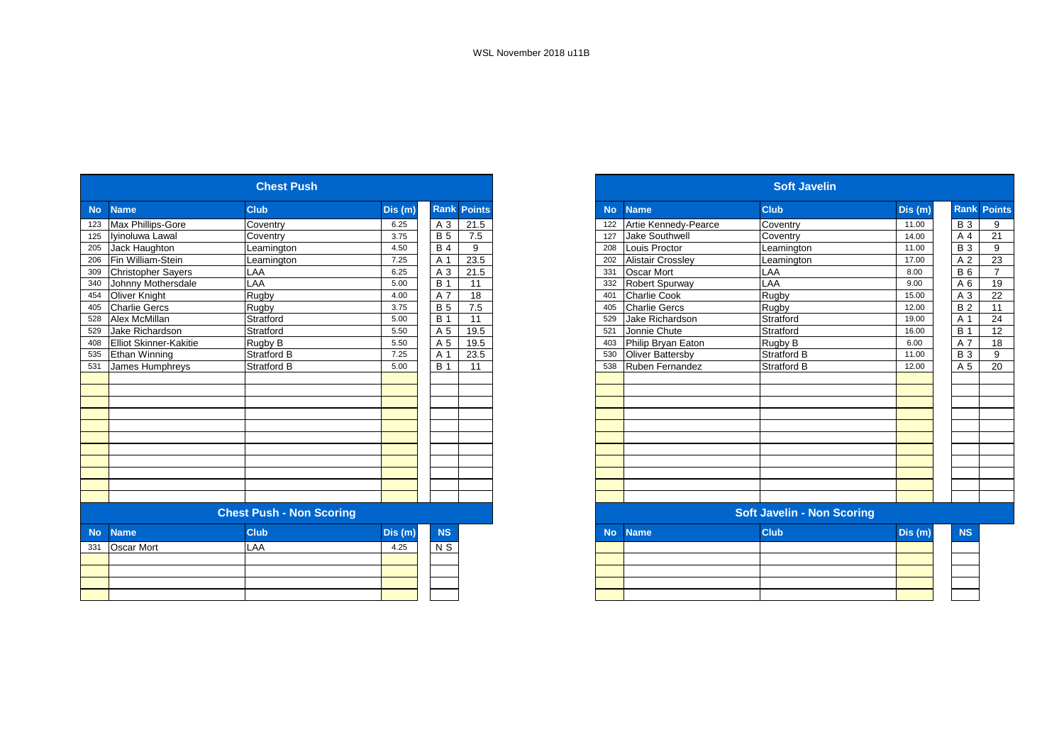WSL November 2018 u11B

## Chest Push

| No | Name | Club | Dis (m) | Rank | Points |
|---|---|---|---|---|---|
| 123 | Max Phillips-Gore | Coventry | 6.25 | A 3 | 21.5 |
| 125 | Iyinoluwa Lawal | Coventry | 3.75 | B 5 | 7.5 |
| 205 | Jack Haughton | Leamington | 4.50 | B 4 | 9 |
| 206 | Fin William-Stein | Leamington | 7.25 | A 1 | 23.5 |
| 309 | Christopher Sayers | LAA | 6.25 | A 3 | 21.5 |
| 340 | Johnny Mothersdale | LAA | 5.00 | B 1 | 11 |
| 454 | Oliver Knight | Rugby | 4.00 | A 7 | 18 |
| 405 | Charlie Gercs | Rugby | 3.75 | B 5 | 7.5 |
| 528 | Alex McMillan | Stratford | 5.00 | B 1 | 11 |
| 529 | Jake Richardson | Stratford | 5.50 | A 5 | 19.5 |
| 408 | Elliot Skinner-Kakitie | Rugby B | 5.50 | A 5 | 19.5 |
| 535 | Ethan Winning | Stratford B | 7.25 | A 1 | 23.5 |
| 531 | James Humphreys | Stratford B | 5.00 | B 1 | 11 |

## Chest Push - Non Scoring

| No | Name | Club | Dis (m) | NS |
|---|---|---|---|---|
| 331 | Oscar Mort | LAA | 4.25 | N S |

## Soft Javelin

| No | Name | Club | Dis (m) | Rank | Points |
|---|---|---|---|---|---|
| 122 | Artie Kennedy-Pearce | Coventry | 11.00 | B 3 | 9 |
| 127 | Jake Southwell | Coventry | 14.00 | A 4 | 21 |
| 208 | Louis Proctor | Leamington | 11.00 | B 3 | 9 |
| 202 | Alistair Crossley | Leamington | 17.00 | A 2 | 23 |
| 331 | Oscar Mort | LAA | 8.00 | B 6 | 7 |
| 332 | Robert Spurway | LAA | 9.00 | A 6 | 19 |
| 401 | Charlie Cook | Rugby | 15.00 | A 3 | 22 |
| 405 | Charlie Gercs | Rugby | 12.00 | B 2 | 11 |
| 529 | Jake Richardson | Stratford | 19.00 | A 1 | 24 |
| 521 | Jonnie Chute | Stratford | 16.00 | B 1 | 12 |
| 403 | Philip Bryan Eaton | Rugby B | 6.00 | A 7 | 18 |
| 530 | Oliver Battersby | Stratford B | 11.00 | B 3 | 9 |
| 538 | Ruben Fernandez | Stratford B | 12.00 | A 5 | 20 |

## Soft Javelin - Non Scoring

| No | Name | Club | Dis (m) | NS |
|---|---|---|---|---|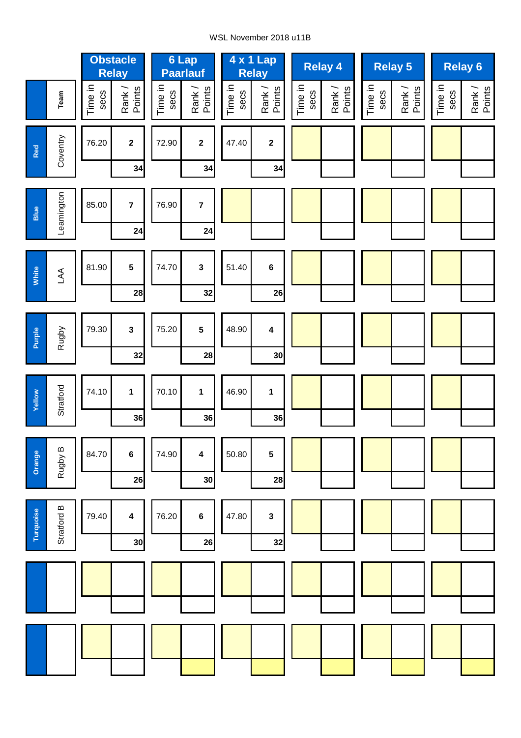WSL November 2018 u11B

| | Team | Obstacle Relay | | 6 Lap Paarlauf | | 4 x 1 Lap Relay | | Relay 4 | | Relay 5 | | Relay 6 | |
|---|---|---|---|---|---|---|---|---|---|---|---|---|---|
| | | Time in secs | Rank / Points | Time in secs | Rank / Points | Time in secs | Rank / Points | Time in secs | Rank / Points | Time in secs | Rank / Points | Time in secs | Rank / Points |
| Red | Coventry | 76.20 | 2 | 72.90 | 2 | 47.40 | 2 | | | | | | |
| | | | 34 | | 34 | | 34 | | | | | | |
| Blue | Leamington | 85.00 | 7 | 76.90 | 7 | | | | | | | | |
| | | | 24 | | 24 | | | | | | | | |
| White | LAA | 81.90 | 5 | 74.70 | 3 | 51.40 | 6 | | | | | | |
| | | | 28 | | 32 | | 26 | | | | | | |
| Purple | Rugby | 79.30 | 3 | 75.20 | 5 | 48.90 | 4 | | | | | | |
| | | | 32 | | 28 | | 30 | | | | | | |
| Yellow | Stratford | 74.10 | 1 | 70.10 | 1 | 46.90 | 1 | | | | | | |
| | | | 36 | | 36 | | 36 | | | | | | |
| Orange | Rugby B | 84.70 | 6 | 74.90 | 4 | 50.80 | 5 | | | | | | |
| | | | 26 | | 30 | | 28 | | | | | | |
| Turquoise | Stratford B | 79.40 | 4 | 76.20 | 6 | 47.80 | 3 | | | | | | |
| | | | 30 | | 26 | | 32 | | | | | | |
| | | | | | | | | | | | | | |
| | | | | | | | | | | | | | |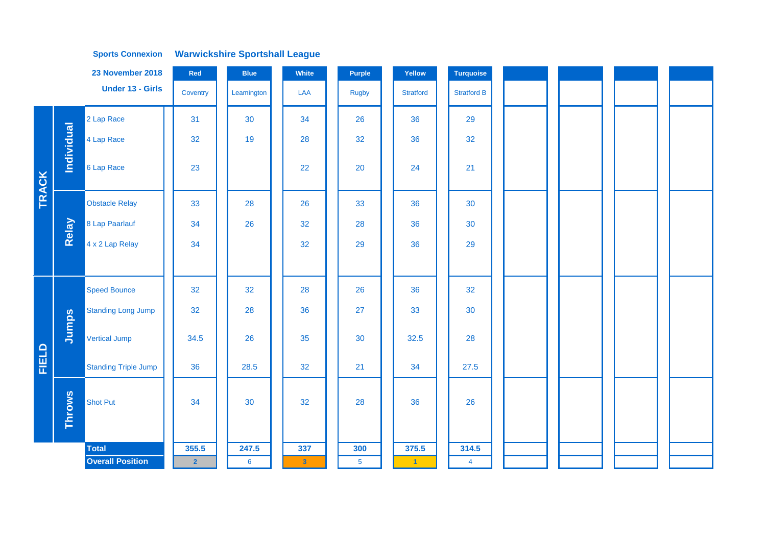**Sports Connexion** **Warwickshire Sportshall League**

**23 November 2018**

**Under 13 - Girls**

| | | | Red | Blue | White | Purple | Yellow | Turquoise | | | | |
|---|---|---|---|---|---|---|---|---|---|---|---|---|
| | | | Coventry | Leamington | LAA | Rugby | Stratford | Stratford B | | | | |
| TRACK | Individual | 2 Lap Race | 31 | 30 | 34 | 26 | 36 | 29 | | | | |
| | | 4 Lap Race | 32 | 19 | 28 | 32 | 36 | 32 | | | | |
| | | 6 Lap Race | 23 | | 22 | 20 | 24 | 21 | | | | |
| | Relay | Obstacle Relay | 33 | 28 | 26 | 33 | 36 | 30 | | | | |
| | | 8 Lap Paarlauf | 34 | 26 | 32 | 28 | 36 | 30 | | | | |
| | | 4 x 2 Lap Relay | 34 | | 32 | 29 | 36 | 29 | | | | |
| FIELD | Jumps | Speed Bounce | 32 | 32 | 28 | 26 | 36 | 32 | | | | |
| | | Standing Long Jump | 32 | 28 | 36 | 27 | 33 | 30 | | | | |
| | | Vertical Jump | 34.5 | 26 | 35 | 30 | 32.5 | 28 | | | | |
| | | Standing Triple Jump | 36 | 28.5 | 32 | 21 | 34 | 27.5 | | | | |
| | Throws | Shot Put | 34 | 30 | 32 | 28 | 36 | 26 | | | | |
| | | **Total** | **355.5** | **247.5** | **337** | **300** | **375.5** | **314.5** | | | | |
| | | **Overall Position** | 2 | 6 | 3 | 5 | 1 | 4 | | | | |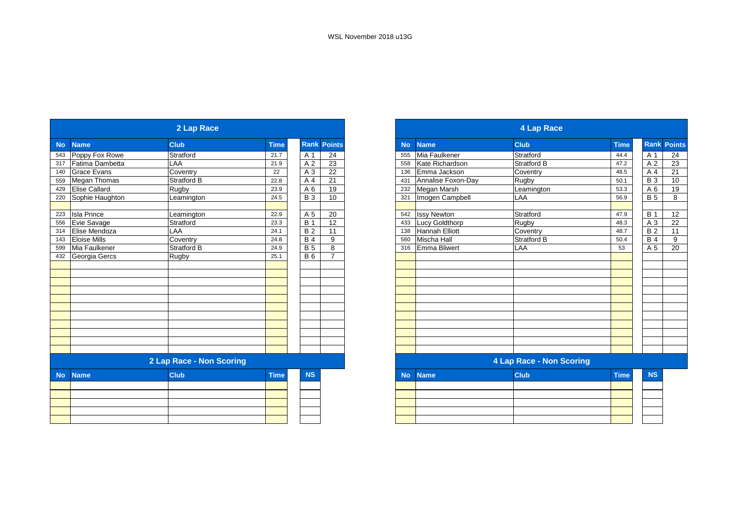WSL November 2018 u13G

## 2 Lap Race

| No | Name | Club | Time | Rank | Points |
|---|---|---|---|---|---|
| 543 | Poppy Fox Rowe | Stratford | 21.7 | A 1 | 24 |
| 317 | Fatima Dambetta | LAA | 21.9 | A 2 | 23 |
| 140 | Grace Evans | Coventry | 22 | A 3 | 22 |
| 559 | Megan Thomas | Stratford B | 22.8 | A 4 | 21 |
| 429 | Elise Callard | Rugby | 23.9 | A 6 | 19 |
| 220 | Sophie Haughton | Leamington | 24.5 | B 3 | 10 |
| | | | | | |
| 223 | Isla Prince | Leamington | 22.9 | A 5 | 20 |
| 556 | Evie Savage | Stratford | 23.3 | B 1 | 12 |
| 314 | Elise Mendoza | LAA | 24.1 | B 2 | 11 |
| 143 | Eloise Mills | Coventry | 24.8 | B 4 | 9 |
| 599 | Mia Faulkener | Stratford B | 24.9 | B 5 | 8 |
| 432 | Georgia Gercs | Rugby | 25.1 | B 6 | 7 |

## 2 Lap Race - Non Scoring

| No | Name | Club | Time | NS |
|---|---|---|---|---|
| | | | | |

## 4 Lap Race

| No | Name | Club | Time | Rank | Points |
|---|---|---|---|---|---|
| 555 | Mia Faulkener | Stratford | 44.4 | A 1 | 24 |
| 558 | Kate Richardson | Stratford B | 47.2 | A 2 | 23 |
| 136 | Emma Jackson | Coventry | 48.5 | A 4 | 21 |
| 431 | Annalise Foxon-Day | Rugby | 50.1 | B 3 | 10 |
| 232 | Megan Marsh | Leamington | 53.3 | A 6 | 19 |
| 321 | Imogen Campbell | LAA | 56.9 | B 5 | 8 |
| | | | | | |
| 542 | Issy Newton | Stratford | 47.9 | B 1 | 12 |
| 433 | Lucy Goldthorp | Rugby | 48.3 | A 3 | 22 |
| 138 | Hannah Elliott | Coventry | 48.7 | B 2 | 11 |
| 560 | Mischa Hall | Stratford B | 50.4 | B 4 | 9 |
| 316 | Emma Bliwert | LAA | 53 | A 5 | 20 |

## 4 Lap Race - Non Scoring

| No | Name | Club | Time | NS |
|---|---|---|---|---|
| | | | | |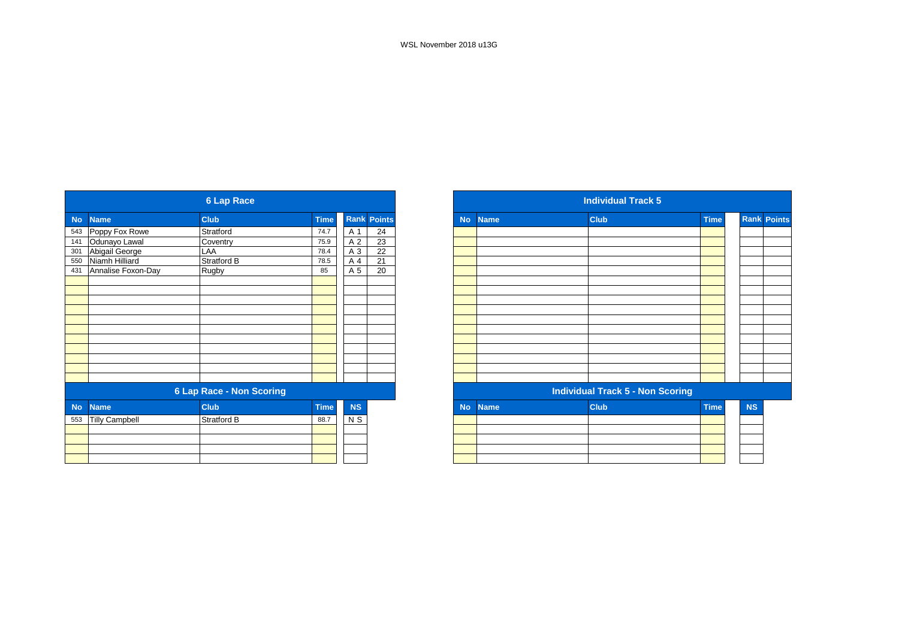WSL November 2018 u13G

## 6 Lap Race

| No | Name | Club | Time | Rank | Points |
|---|---|---|---|---|---|
| 543 | Poppy Fox Rowe | Stratford | 74.7 | A 1 | 24 |
| 141 | Odunayo Lawal | Coventry | 75.9 | A 2 | 23 |
| 301 | Abigail George | LAA | 78.4 | A 3 | 22 |
| 550 | Niamh Hilliard | Stratford B | 78.5 | A 4 | 21 |
| 431 | Annalise Foxon-Day | Rugby | 85 | A 5 | 20 |

## 6 Lap Race - Non Scoring

| No | Name | Club | Time | NS |
|---|---|---|---|---|
| 553 | Tilly Campbell | Stratford B | 88.7 | N S |

## Individual Track 5

| No | Name | Club | Time | Rank | Points |
|---|---|---|---|---|---|

## Individual Track 5 - Non Scoring

| No | Name | Club | Time | NS |
|---|---|---|---|---|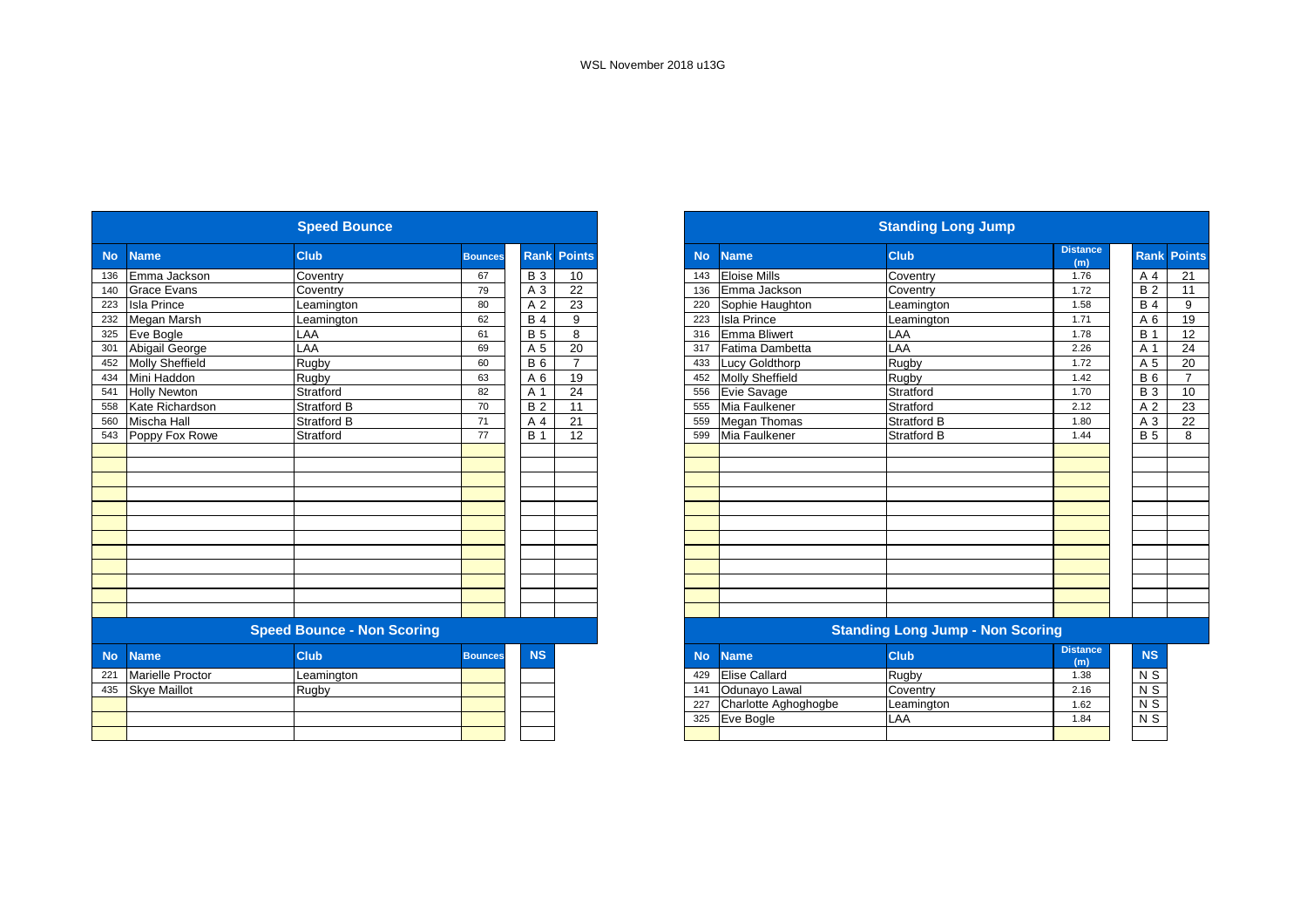WSL November 2018 u13G

## Speed Bounce

| No | Name | Club | Bounces | Rank | Points |
|---|---|---|---|---|---|
| 136 | Emma Jackson | Coventry | 67 | B 3 | 10 |
| 140 | Grace Evans | Coventry | 79 | A 3 | 22 |
| 223 | Isla Prince | Leamington | 80 | A 2 | 23 |
| 232 | Megan Marsh | Leamington | 62 | B 4 | 9 |
| 325 | Eve Bogle | LAA | 61 | B 5 | 8 |
| 301 | Abigail George | LAA | 69 | A 5 | 20 |
| 452 | Molly Sheffield | Rugby | 60 | B 6 | 7 |
| 434 | Mini Haddon | Rugby | 63 | A 6 | 19 |
| 541 | Holly Newton | Stratford | 82 | A 1 | 24 |
| 558 | Kate Richardson | Stratford B | 70 | B 2 | 11 |
| 560 | Mischa Hall | Stratford B | 71 | A 4 | 21 |
| 543 | Poppy Fox Rowe | Stratford | 77 | B 1 | 12 |

## Speed Bounce - Non Scoring

| No | Name | Club | Bounces | NS |
|---|---|---|---|---|
| 221 | Marielle Proctor | Leamington | | |
| 435 | Skye Maillot | Rugby | | |

## Standing Long Jump

| No | Name | Club | Distance (m) | Rank | Points |
|---|---|---|---|---|---|
| 143 | Eloise Mills | Coventry | 1.76 | A 4 | 21 |
| 136 | Emma Jackson | Coventry | 1.72 | B 2 | 11 |
| 220 | Sophie Haughton | Leamington | 1.58 | B 4 | 9 |
| 223 | Isla Prince | Leamington | 1.71 | A 6 | 19 |
| 316 | Emma Bliwert | LAA | 1.78 | B 1 | 12 |
| 317 | Fatima Dambetta | LAA | 2.26 | A 1 | 24 |
| 433 | Lucy Goldthorp | Rugby | 1.72 | A 5 | 20 |
| 452 | Molly Sheffield | Rugby | 1.42 | B 6 | 7 |
| 556 | Evie Savage | Stratford | 1.70 | B 3 | 10 |
| 555 | Mia Faulkener | Stratford | 2.12 | A 2 | 23 |
| 559 | Megan Thomas | Stratford B | 1.80 | A 3 | 22 |
| 599 | Mia Faulkener | Stratford B | 1.44 | B 5 | 8 |

## Standing Long Jump - Non Scoring

| No | Name | Club | Distance (m) | NS |
|---|---|---|---|---|
| 429 | Elise Callard | Rugby | 1.38 | N S |
| 141 | Odunayo Lawal | Coventry | 2.16 | N S |
| 227 | Charlotte Aghoghogbe | Leamington | 1.62 | N S |
| 325 | Eve Bogle | LAA | 1.84 | N S |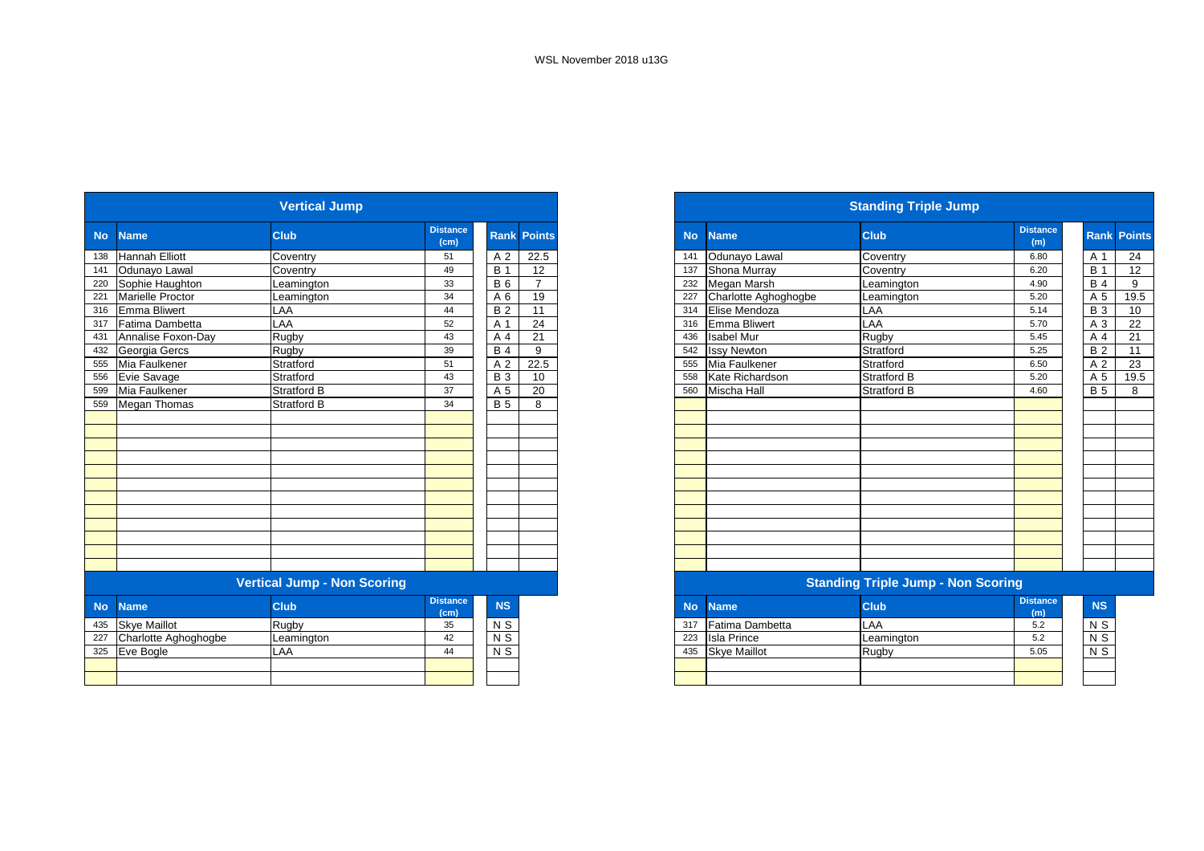WSL November 2018 u13G

## Vertical Jump

| No | Name | Club | Distance (cm) | Rank | Points |
|---|---|---|---|---|---|
| 138 | Hannah Elliott | Coventry | 51 | A 2 | 22.5 |
| 141 | Odunayo Lawal | Coventry | 49 | B 1 | 12 |
| 220 | Sophie Haughton | Leamington | 33 | B 6 | 7 |
| 221 | Marielle Proctor | Leamington | 34 | A 6 | 19 |
| 316 | Emma Bliwert | LAA | 44 | B 2 | 11 |
| 317 | Fatima Dambetta | LAA | 52 | A 1 | 24 |
| 431 | Annalise Foxon-Day | Rugby | 43 | A 4 | 21 |
| 432 | Georgia Gercs | Rugby | 39 | B 4 | 9 |
| 555 | Mia Faulkener | Stratford | 51 | A 2 | 22.5 |
| 556 | Evie Savage | Stratford | 43 | B 3 | 10 |
| 599 | Mia Faulkener | Stratford B | 37 | A 5 | 20 |
| 559 | Megan Thomas | Stratford B | 34 | B 5 | 8 |

## Vertical Jump - Non Scoring

| No | Name | Club | Distance (cm) | NS |
|---|---|---|---|---|
| 435 | Skye Maillot | Rugby | 35 | N S |
| 227 | Charlotte Aghoghogbe | Leamington | 42 | N S |
| 325 | Eve Bogle | LAA | 44 | N S |

## Standing Triple Jump

| No | Name | Club | Distance (m) | Rank | Points |
|---|---|---|---|---|---|
| 141 | Odunayo Lawal | Coventry | 6.80 | A 1 | 24 |
| 137 | Shona Murray | Coventry | 6.20 | B 1 | 12 |
| 232 | Megan Marsh | Leamington | 4.90 | B 4 | 9 |
| 227 | Charlotte Aghoghogbe | Leamington | 5.20 | A 5 | 19.5 |
| 314 | Elise Mendoza | LAA | 5.14 | B 3 | 10 |
| 316 | Emma Bliwert | LAA | 5.70 | A 3 | 22 |
| 436 | Isabel Mur | Rugby | 5.45 | A 4 | 21 |
| 542 | Issy Newton | Stratford | 5.25 | B 2 | 11 |
| 555 | Mia Faulkener | Stratford | 6.50 | A 2 | 23 |
| 558 | Kate Richardson | Stratford B | 5.20 | A 5 | 19.5 |
| 560 | Mischa Hall | Stratford B | 4.60 | B 5 | 8 |

## Standing Triple Jump - Non Scoring

| No | Name | Club | Distance (m) | NS |
|---|---|---|---|---|
| 317 | Fatima Dambetta | LAA | 5.2 | N S |
| 223 | Isla Prince | Leamington | 5.2 | N S |
| 435 | Skye Maillot | Rugby | 5.05 | N S |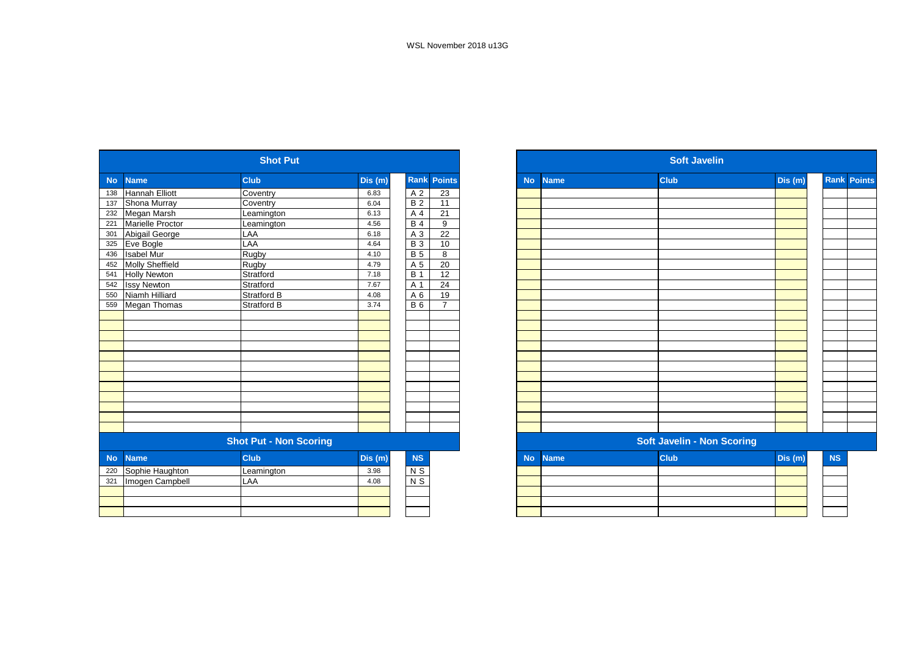WSL November 2018 u13G

## Shot Put

| No | Name | Club | Dis (m) | Rank | Points |
|---|---|---|---|---|---|
| 138 | Hannah Elliott | Coventry | 6.83 | A 2 | 23 |
| 137 | Shona Murray | Coventry | 6.04 | B 2 | 11 |
| 232 | Megan Marsh | Leamington | 6.13 | A 4 | 21 |
| 221 | Marielle Proctor | Leamington | 4.56 | B 4 | 9 |
| 301 | Abigail George | LAA | 6.18 | A 3 | 22 |
| 325 | Eve Bogle | LAA | 4.64 | B 3 | 10 |
| 436 | Isabel Mur | Rugby | 4.10 | B 5 | 8 |
| 452 | Molly Sheffield | Rugby | 4.79 | A 5 | 20 |
| 541 | Holly Newton | Stratford | 7.18 | B 1 | 12 |
| 542 | Issy Newton | Stratford | 7.67 | A 1 | 24 |
| 550 | Niamh Hilliard | Stratford B | 4.08 | A 6 | 19 |
| 559 | Megan Thomas | Stratford B | 3.74 | B 6 | 7 |

## Shot Put - Non Scoring

| No | Name | Club | Dis (m) | NS |
|---|---|---|---|---|
| 220 | Sophie Haughton | Leamington | 3.98 | N S |
| 321 | Imogen Campbell | LAA | 4.08 | N S |

## Soft Javelin

| No | Name | Club | Dis (m) | Rank | Points |
|---|---|---|---|---|---|

## Soft Javelin - Non Scoring

| No | Name | Club | Dis (m) | NS |
|---|---|---|---|---|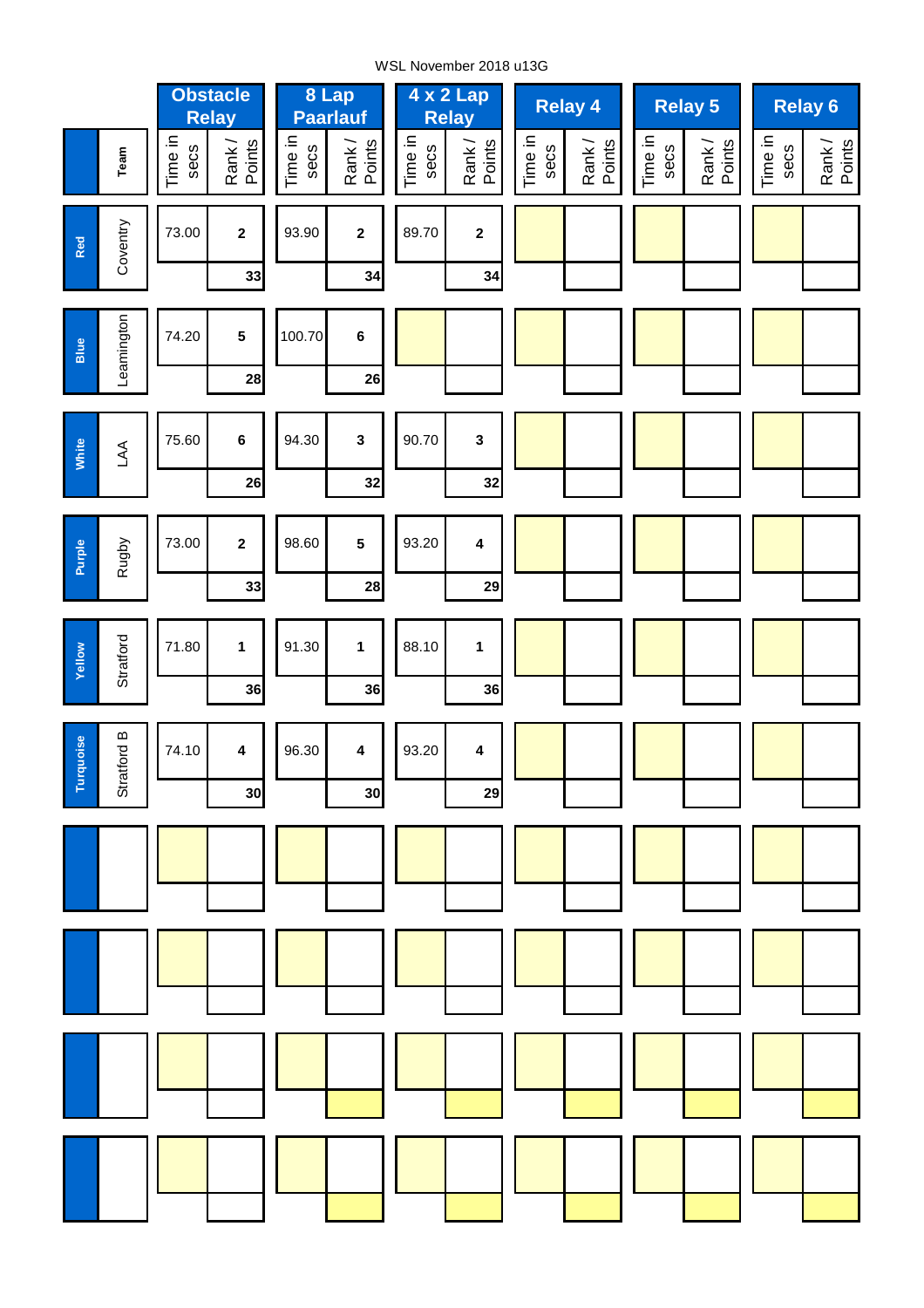WSL November 2018 u13G

| | Team | Obstacle Relay | | 8 Lap Paarlauf | | 4 x 2 Lap Relay | | Relay 4 | | Relay 5 | | Relay 6 | |
|---|---|---|---|---|---|---|---|---|---|---|---|---|---|
| | | Time in secs | Rank / Points | Time in secs | Rank / Points | Time in secs | Rank / Points | Time in secs | Rank / Points | Time in secs | Rank / Points | Time in secs | Rank / Points |
| Red | Coventry | 73.00 | 2 | 93.90 | 2 | 89.70 | 2 | | | | | | |
| | | | 33 | | 34 | | 34 | | | | | | |
| Blue | Leamington | 74.20 | 5 | 100.70 | 6 | | | | | | | | |
| | | | 28 | | 26 | | | | | | | | |
| White | LAA | 75.60 | 6 | 94.30 | 3 | 90.70 | 3 | | | | | | |
| | | | 26 | | 32 | | 32 | | | | | | |
| Purple | Rugby | 73.00 | 2 | 98.60 | 5 | 93.20 | 4 | | | | | | |
| | | | 33 | | 28 | | 29 | | | | | | |
| Yellow | Stratford | 71.80 | 1 | 91.30 | 1 | 88.10 | 1 | | | | | | |
| | | | 36 | | 36 | | 36 | | | | | | |
| Turquoise | Stratford B | 74.10 | 4 | 96.30 | 4 | 93.20 | 4 | | | | | | |
| | | | 30 | | 30 | | 29 | | | | | | |
| | | | | | | | | | | | | | |
| | | | | | | | | | | | | | |
| | | | | | | | | | | | | | |
| | | | | | | | | | | | | | |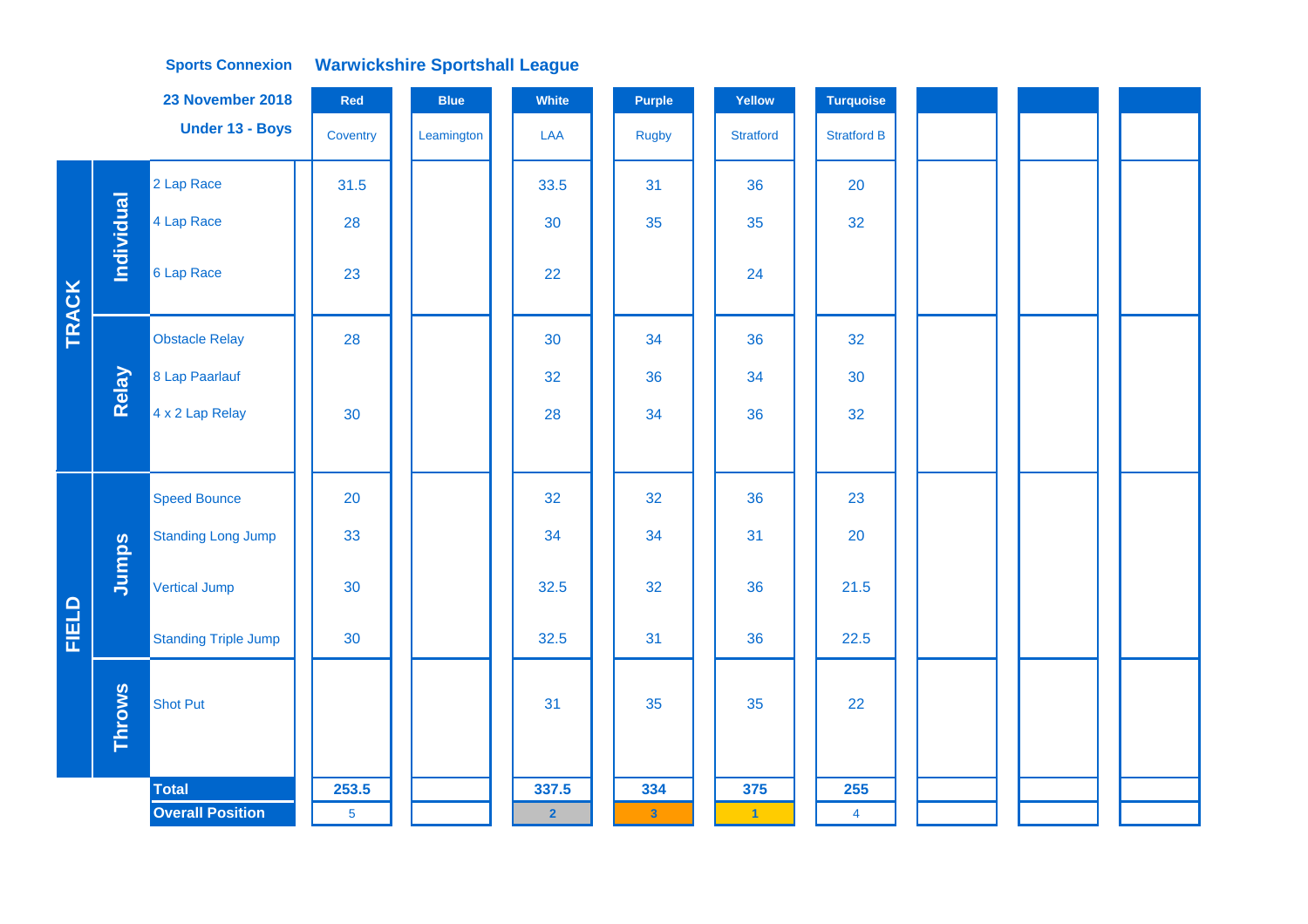**Sports Connexion** **Warwickshire Sportshall League**

**23 November 2018**

**Under 13 - Boys**

| | | | Red | Blue | White | Purple | Yellow | Turquoise | | | |
|---|---|---|---|---|---|---|---|---|---|---|---|
| | | | Coventry | Leamington | LAA | Rugby | Stratford | Stratford B | | | |
| TRACK | Individual | 2 Lap Race | 31.5 | | 33.5 | 31 | 36 | 20 | | | |
| | | 4 Lap Race | 28 | | 30 | 35 | 35 | 32 | | | |
| | | 6 Lap Race | 23 | | 22 | | 24 | | | | |
| | Relay | Obstacle Relay | 28 | | 30 | 34 | 36 | 32 | | | |
| | | 8 Lap Paarlauf | | | 32 | 36 | 34 | 30 | | | |
| | | 4 x 2 Lap Relay | 30 | | 28 | 34 | 36 | 32 | | | |
| FIELD | Jumps | Speed Bounce | 20 | | 32 | 32 | 36 | 23 | | | |
| | | Standing Long Jump | 33 | | 34 | 34 | 31 | 20 | | | |
| | | Vertical Jump | 30 | | 32.5 | 32 | 36 | 21.5 | | | |
| | | Standing Triple Jump | 30 | | 32.5 | 31 | 36 | 22.5 | | | |
| | Throws | Shot Put | | | 31 | 35 | 35 | 22 | | | |
| | | **Total** | **253.5** | | **337.5** | **334** | **375** | **255** | | | |
| | | **Overall Position** | 5 | | 2 | 3 | 1 | 4 | | | |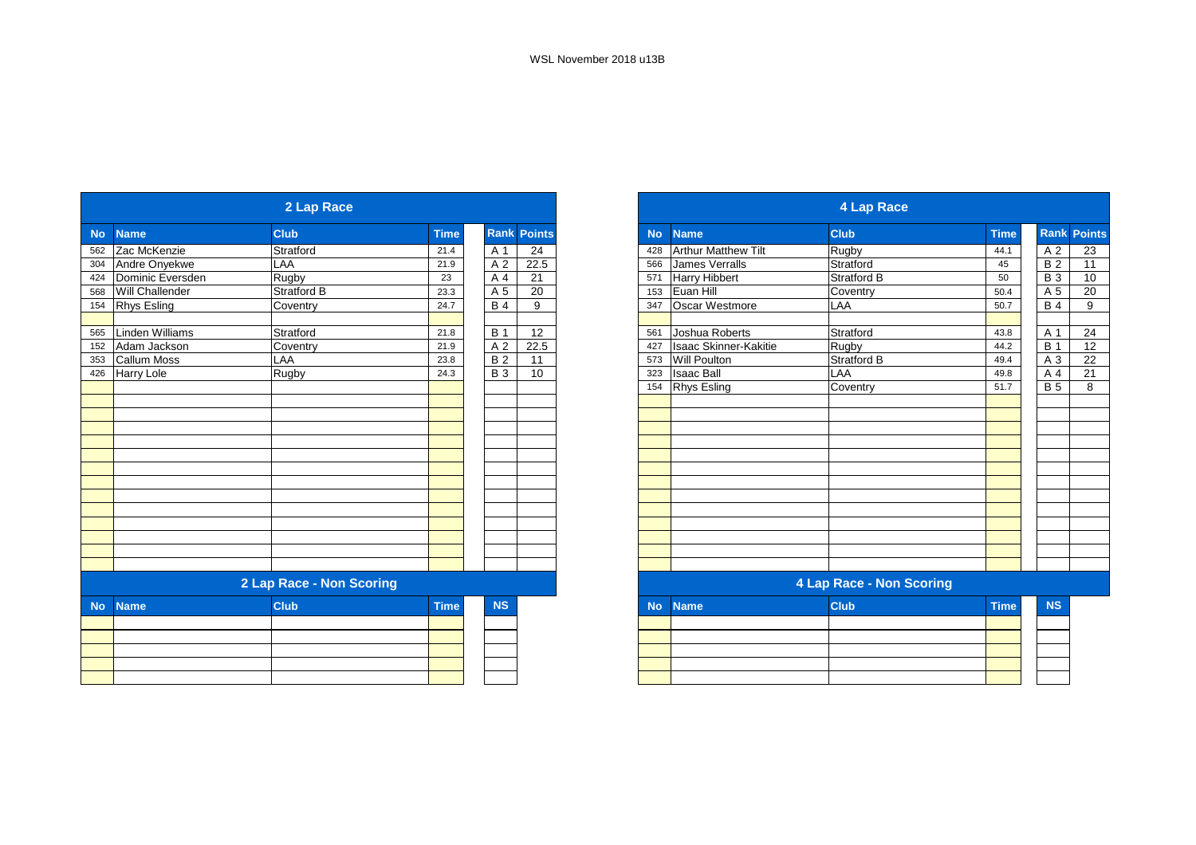WSL November 2018 u13B

## 2 Lap Race

| No | Name | Club | Time | Rank | Points |
|---|---|---|---|---|---|
| 562 | Zac McKenzie | Stratford | 21.4 | A 1 | 24 |
| 304 | Andre Onyekwe | LAA | 21.9 | A 2 | 22.5 |
| 424 | Dominic Eversden | Rugby | 23 | A 4 | 21 |
| 568 | Will Challender | Stratford B | 23.3 | A 5 | 20 |
| 154 | Rhys Esling | Coventry | 24.7 | B 4 | 9 |
| | | | | | |
| 565 | Linden Williams | Stratford | 21.8 | B 1 | 12 |
| 152 | Adam Jackson | Coventry | 21.9 | A 2 | 22.5 |
| 353 | Callum Moss | LAA | 23.8 | B 2 | 11 |
| 426 | Harry Lole | Rugby | 24.3 | B 3 | 10 |

## 2 Lap Race - Non Scoring

| No | Name | Club | Time | NS |
|---|---|---|---|---|
| | | | | |

## 4 Lap Race

| No | Name | Club | Time | Rank | Points |
|---|---|---|---|---|---|
| 428 | Arthur Matthew Tilt | Rugby | 44.1 | A 2 | 23 |
| 566 | James Verralls | Stratford | 45 | B 2 | 11 |
| 571 | Harry Hibbert | Stratford B | 50 | B 3 | 10 |
| 153 | Euan Hill | Coventry | 50.4 | A 5 | 20 |
| 347 | Oscar Westmore | LAA | 50.7 | B 4 | 9 |
| | | | | | |
| 561 | Joshua Roberts | Stratford | 43.8 | A 1 | 24 |
| 427 | Isaac Skinner-Kakitie | Rugby | 44.2 | B 1 | 12 |
| 573 | Will Poulton | Stratford B | 49.4 | A 3 | 22 |
| 323 | Isaac Ball | LAA | 49.8 | A 4 | 21 |
| 154 | Rhys Esling | Coventry | 51.7 | B 5 | 8 |

## 4 Lap Race - Non Scoring

| No | Name | Club | Time | NS |
|---|---|---|---|---|
| | | | | |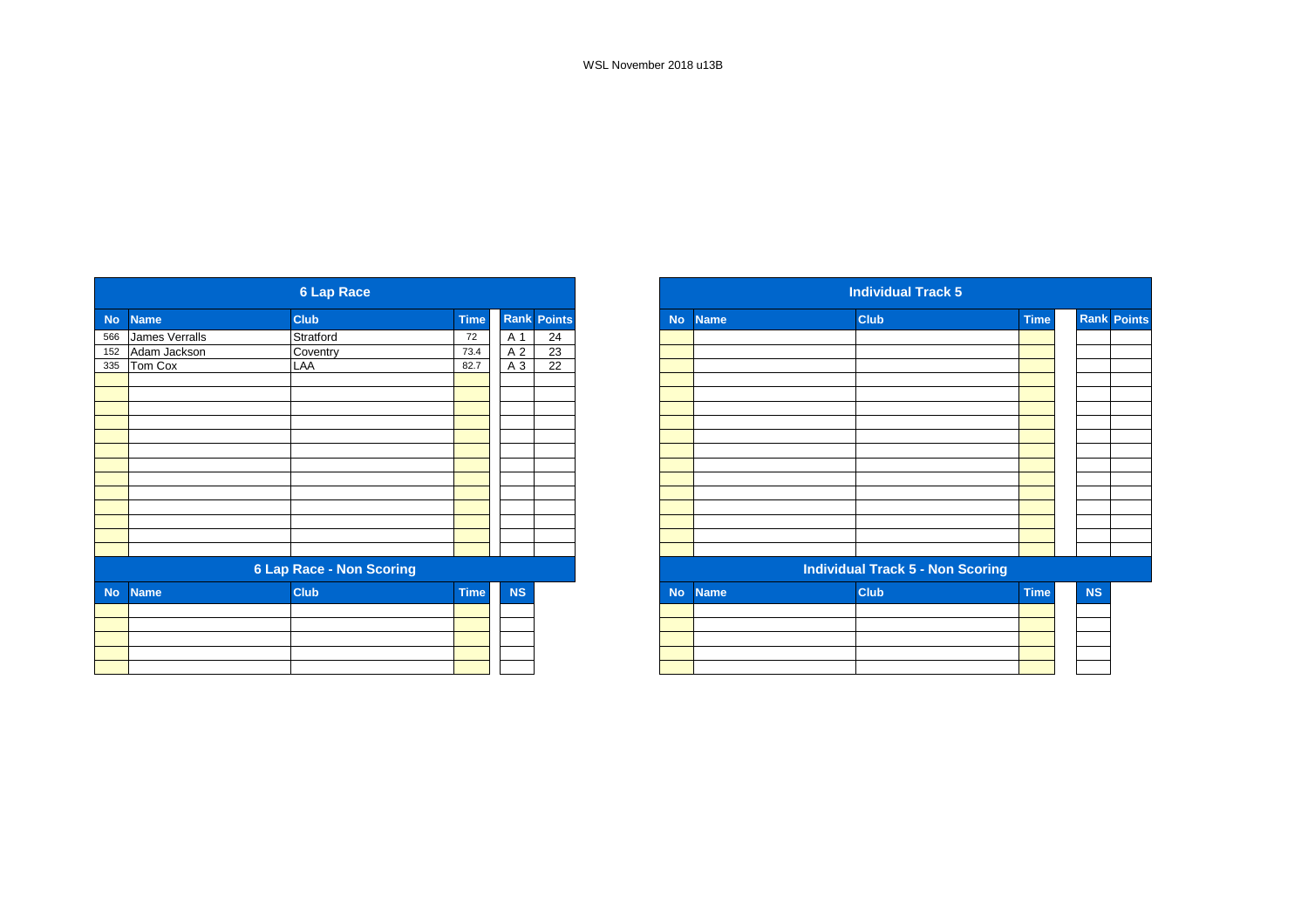WSL November 2018 u13B

## 6 Lap Race

| No | Name | Club | Time | Rank | Points |
|---|---|---|---|---|---|
| 566 | James Verralls | Stratford | 72 | A 1 | 24 |
| 152 | Adam Jackson | Coventry | 73.4 | A 2 | 23 |
| 335 | Tom Cox | LAA | 82.7 | A 3 | 22 |

## 6 Lap Race - Non Scoring

| No | Name | Club | Time | NS |
|---|---|---|---|---|

## Individual Track 5

| No | Name | Club | Time | Rank | Points |
|---|---|---|---|---|---|

## Individual Track 5 - Non Scoring

| No | Name | Club | Time | NS |
|---|---|---|---|---|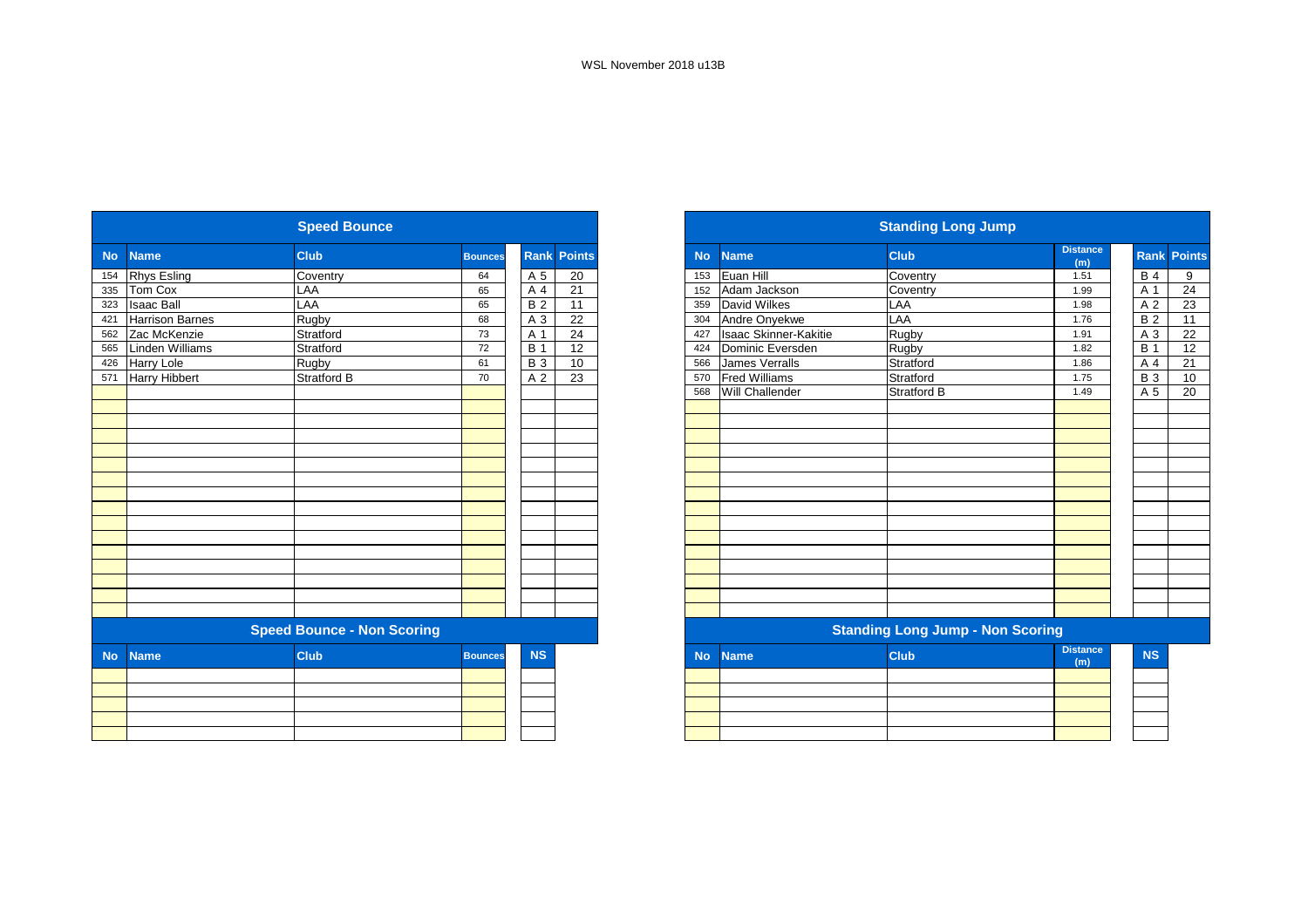WSL November 2018 u13B

## Speed Bounce

| No | Name | Club | Bounces | Rank | Points |
|---|---|---|---|---|---|
| 154 | Rhys Esling | Coventry | 64 | A 5 | 20 |
| 335 | Tom Cox | LAA | 65 | A 4 | 21 |
| 323 | Isaac Ball | LAA | 65 | B 2 | 11 |
| 421 | Harrison Barnes | Rugby | 68 | A 3 | 22 |
| 562 | Zac McKenzie | Stratford | 73 | A 1 | 24 |
| 565 | Linden Williams | Stratford | 72 | B 1 | 12 |
| 426 | Harry Lole | Rugby | 61 | B 3 | 10 |
| 571 | Harry Hibbert | Stratford B | 70 | A 2 | 23 |

## Speed Bounce - Non Scoring

| No | Name | Club | Bounces | NS |
|---|---|---|---|---|

## Standing Long Jump

| No | Name | Club | Distance (m) | Rank | Points |
|---|---|---|---|---|---|
| 153 | Euan Hill | Coventry | 1.51 | B 4 | 9 |
| 152 | Adam Jackson | Coventry | 1.99 | A 1 | 24 |
| 359 | David Wilkes | LAA | 1.98 | A 2 | 23 |
| 304 | Andre Onyekwe | LAA | 1.76 | B 2 | 11 |
| 427 | Isaac Skinner-Kakitie | Rugby | 1.91 | A 3 | 22 |
| 424 | Dominic Eversden | Rugby | 1.82 | B 1 | 12 |
| 566 | James Verralls | Stratford | 1.86 | A 4 | 21 |
| 570 | Fred Williams | Stratford | 1.75 | B 3 | 10 |
| 568 | Will Challender | Stratford B | 1.49 | A 5 | 20 |

## Standing Long Jump - Non Scoring

| No | Name | Club | Distance (m) | NS |
|---|---|---|---|---|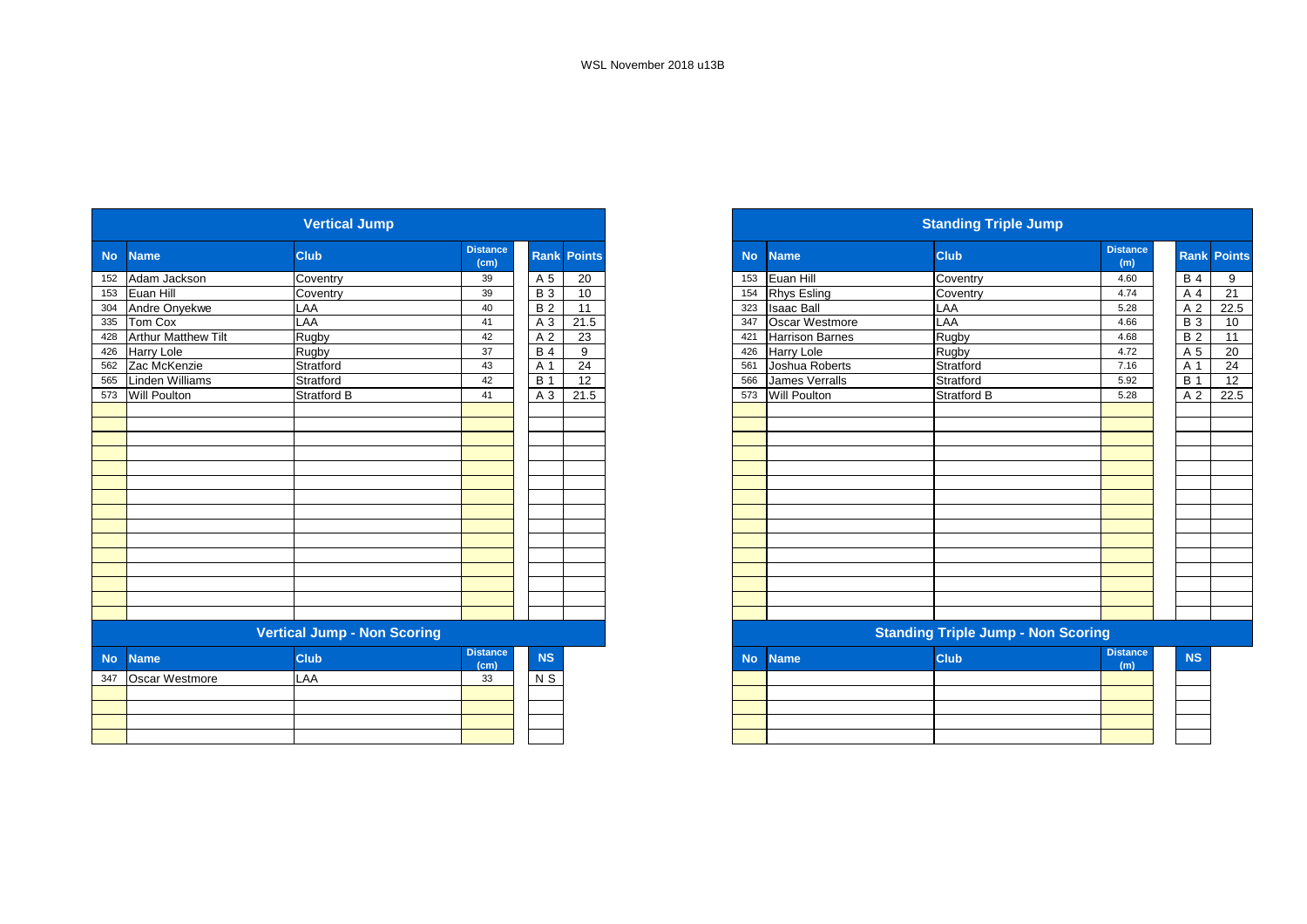WSL November 2018 u13B

## Vertical Jump

| No | Name | Club | Distance (cm) | Rank | Points |
|---|---|---|---|---|---|
| 152 | Adam Jackson | Coventry | 39 | A 5 | 20 |
| 153 | Euan Hill | Coventry | 39 | B 3 | 10 |
| 304 | Andre Onyekwe | LAA | 40 | B 2 | 11 |
| 335 | Tom Cox | LAA | 41 | A 3 | 21.5 |
| 428 | Arthur Matthew Tilt | Rugby | 42 | A 2 | 23 |
| 426 | Harry Lole | Rugby | 37 | B 4 | 9 |
| 562 | Zac McKenzie | Stratford | 43 | A 1 | 24 |
| 565 | Linden Williams | Stratford | 42 | B 1 | 12 |
| 573 | Will Poulton | Stratford B | 41 | A 3 | 21.5 |

## Vertical Jump - Non Scoring

| No | Name | Club | Distance (cm) | NS |
|---|---|---|---|---|
| 347 | Oscar Westmore | LAA | 33 | N S |

## Standing Triple Jump

| No | Name | Club | Distance (m) | Rank | Points |
|---|---|---|---|---|---|
| 153 | Euan Hill | Coventry | 4.60 | B 4 | 9 |
| 154 | Rhys Esling | Coventry | 4.74 | A 4 | 21 |
| 323 | Isaac Ball | LAA | 5.28 | A 2 | 22.5 |
| 347 | Oscar Westmore | LAA | 4.66 | B 3 | 10 |
| 421 | Harrison Barnes | Rugby | 4.68 | B 2 | 11 |
| 426 | Harry Lole | Rugby | 4.72 | A 5 | 20 |
| 561 | Joshua Roberts | Stratford | 7.16 | A 1 | 24 |
| 566 | James Verralls | Stratford | 5.92 | B 1 | 12 |
| 573 | Will Poulton | Stratford B | 5.28 | A 2 | 22.5 |

## Standing Triple Jump - Non Scoring

| No | Name | Club | Distance (m) | NS |
|---|---|---|---|---|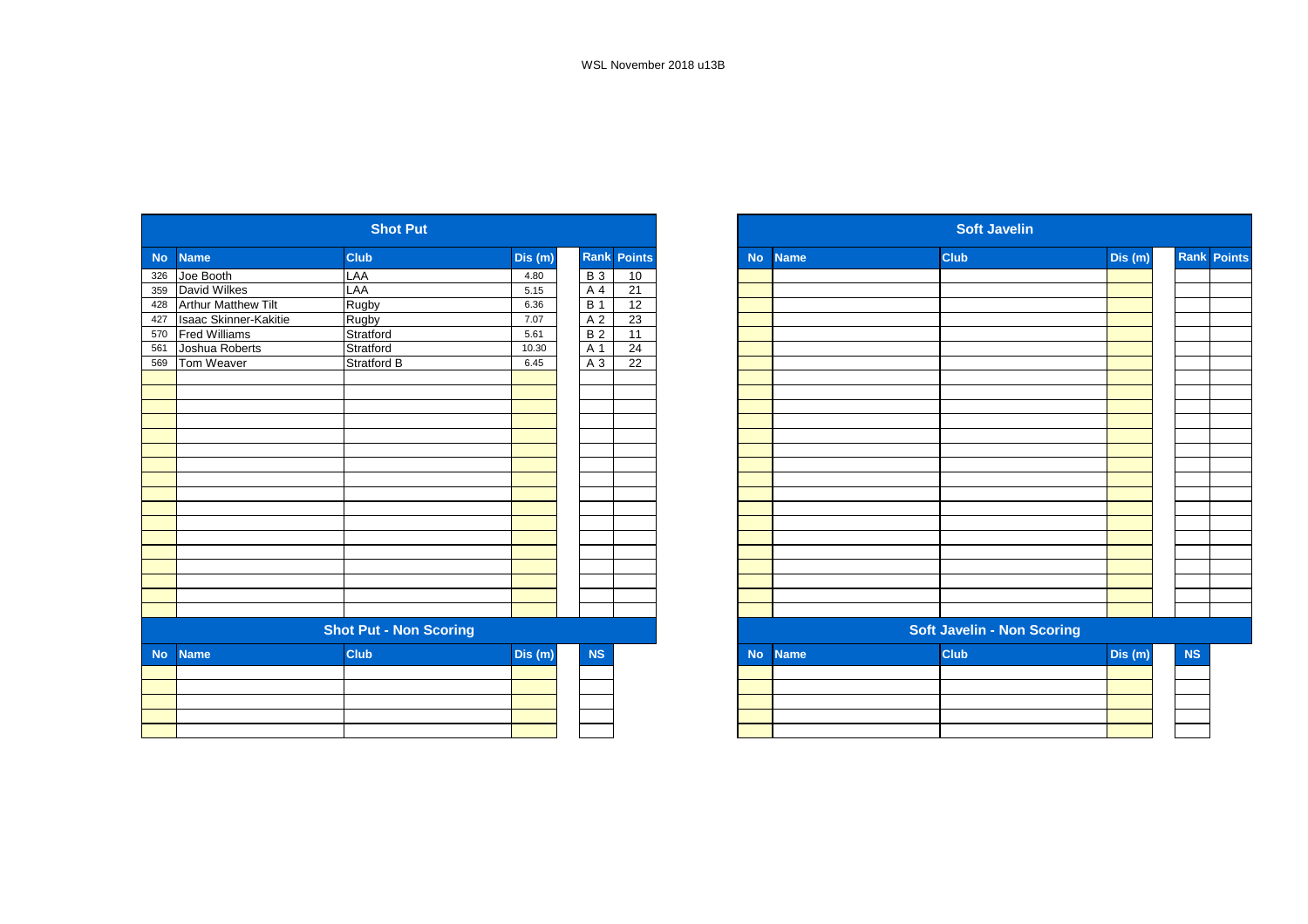WSL November 2018 u13B

## Shot Put

| No | Name | Club | Dis (m) | Rank | Points |
|---|---|---|---|---|---|
| 326 | Joe Booth | LAA | 4.80 | B 3 | 10 |
| 359 | David Wilkes | LAA | 5.15 | A 4 | 21 |
| 428 | Arthur Matthew Tilt | Rugby | 6.36 | B 1 | 12 |
| 427 | Isaac Skinner-Kakitie | Rugby | 7.07 | A 2 | 23 |
| 570 | Fred Williams | Stratford | 5.61 | B 2 | 11 |
| 561 | Joshua Roberts | Stratford | 10.30 | A 1 | 24 |
| 569 | Tom Weaver | Stratford B | 6.45 | A 3 | 22 |

## Shot Put - Non Scoring

| No | Name | Club | Dis (m) | NS |
|---|---|---|---|---|

## Soft Javelin

| No | Name | Club | Dis (m) | Rank | Points |
|---|---|---|---|---|---|

## Soft Javelin - Non Scoring

| No | Name | Club | Dis (m) | NS |
|---|---|---|---|---|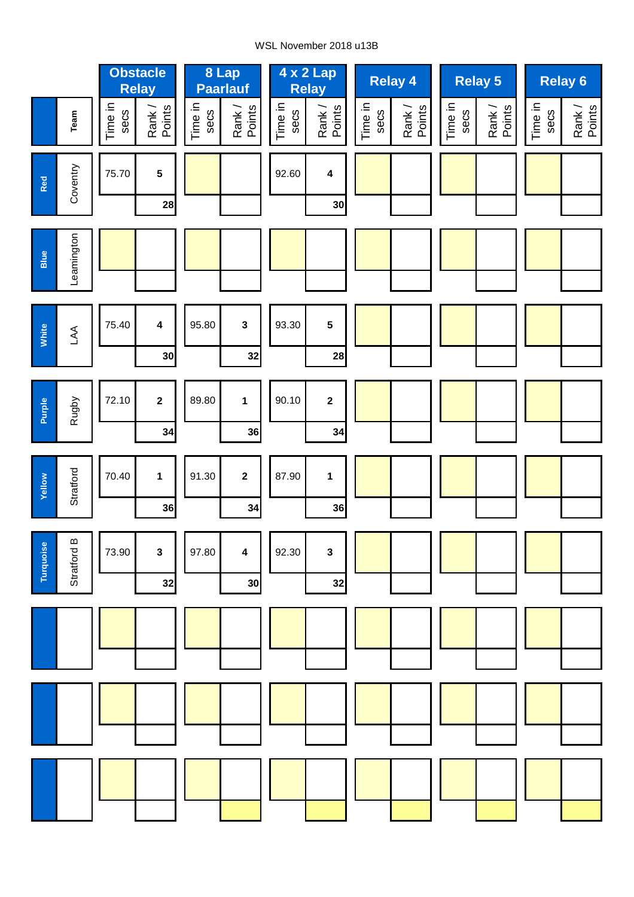WSL November 2018 u13B

| | Team | Obstacle Relay | | 8 Lap Paarlauf | | 4 x 2 Lap Relay | | Relay 4 | | Relay 5 | | Relay 6 | |
|---|---|---|---|---|---|---|---|---|---|---|---|---|---|
| | | Time in secs | Rank / Points | Time in secs | Rank / Points | Time in secs | Rank / Points | Time in secs | Rank / Points | Time in secs | Rank / Points | Time in secs | Rank / Points |
| Red | Coventry | 75.70 | 5 | | | 92.60 | 4 | | | | | | |
| | | | 28 | | | | 30 | | | | | | |
| Blue | Leamington | | | | | | | | | | | | |
| | | | | | | | | | | | | | |
| White | LAA | 75.40 | 4 | 95.80 | 3 | 93.30 | 5 | | | | | | |
| | | | 30 | | 32 | | 28 | | | | | | |
| Purple | Rugby | 72.10 | 2 | 89.80 | 1 | 90.10 | 2 | | | | | | |
| | | | 34 | | 36 | | 34 | | | | | | |
| Yellow | Stratford | 70.40 | 1 | 91.30 | 2 | 87.90 | 1 | | | | | | |
| | | | 36 | | 34 | | 36 | | | | | | |
| Turquoise | Stratford B | 73.90 | 3 | 97.80 | 4 | 92.30 | 3 | | | | | | |
| | | | 32 | | 30 | | 32 | | | | | | |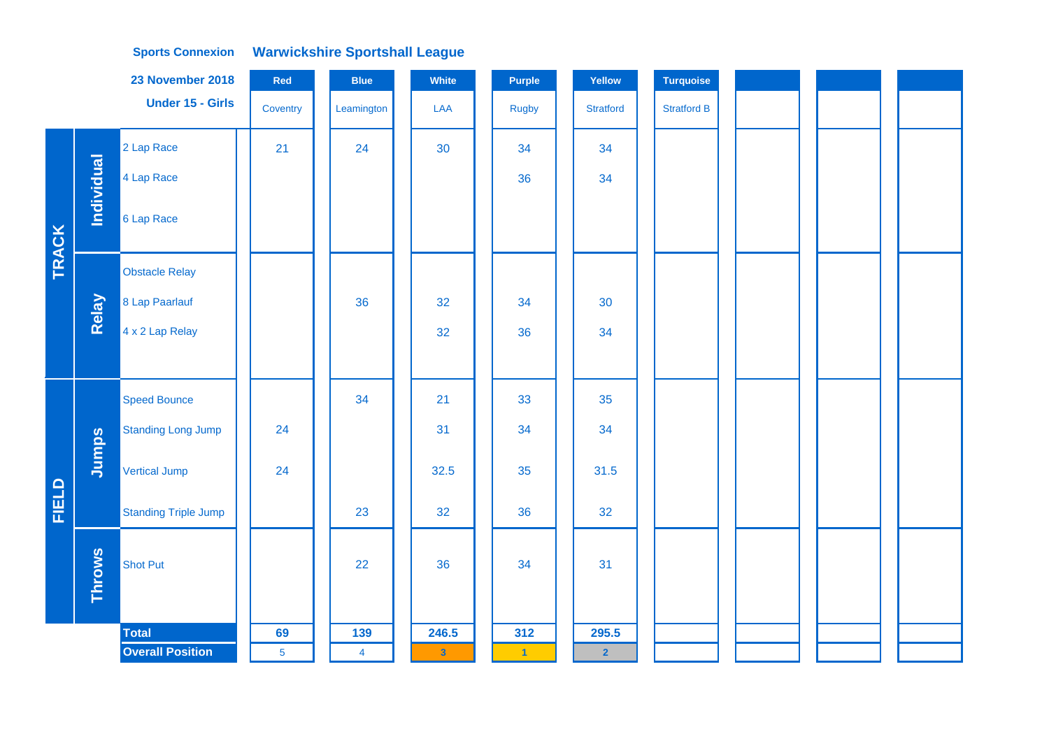**Sports Connexion** **Warwickshire Sportshall League**

**23 November 2018**

**Under 15 - Girls**

| | | | Red | Blue | White | Purple | Yellow | Turquoise | | | |
|---|---|---|---|---|---|---|---|---|---|---|---|
| | | | Coventry | Leamington | LAA | Rugby | Stratford | Stratford B | | | |
| TRACK | Individual | 2 Lap Race | 21 | 24 | 30 | 34 | 34 | | | | |
| | | 4 Lap Race | | | | 36 | 34 | | | | |
| | | 6 Lap Race | | | | | | | | | |
| | Relay | Obstacle Relay | | | | | | | | | |
| | | 8 Lap Paarlauf | | 36 | 32 | 34 | 30 | | | | |
| | | 4 x 2 Lap Relay | | | 32 | 36 | 34 | | | | |
| FIELD | Jumps | Speed Bounce | | 34 | 21 | 33 | 35 | | | | |
| | | Standing Long Jump | 24 | | 31 | 34 | 34 | | | | |
| | | Vertical Jump | 24 | | 32.5 | 35 | 31.5 | | | | |
| | | Standing Triple Jump | | 23 | 32 | 36 | 32 | | | | |
| | Throws | Shot Put | | 22 | 36 | 34 | 31 | | | | |
| | | **Total** | **69** | **139** | **246.5** | **312** | **295.5** | | | | |
| | | **Overall Position** | 5 | 4 | 3 | 1 | 2 | | | | |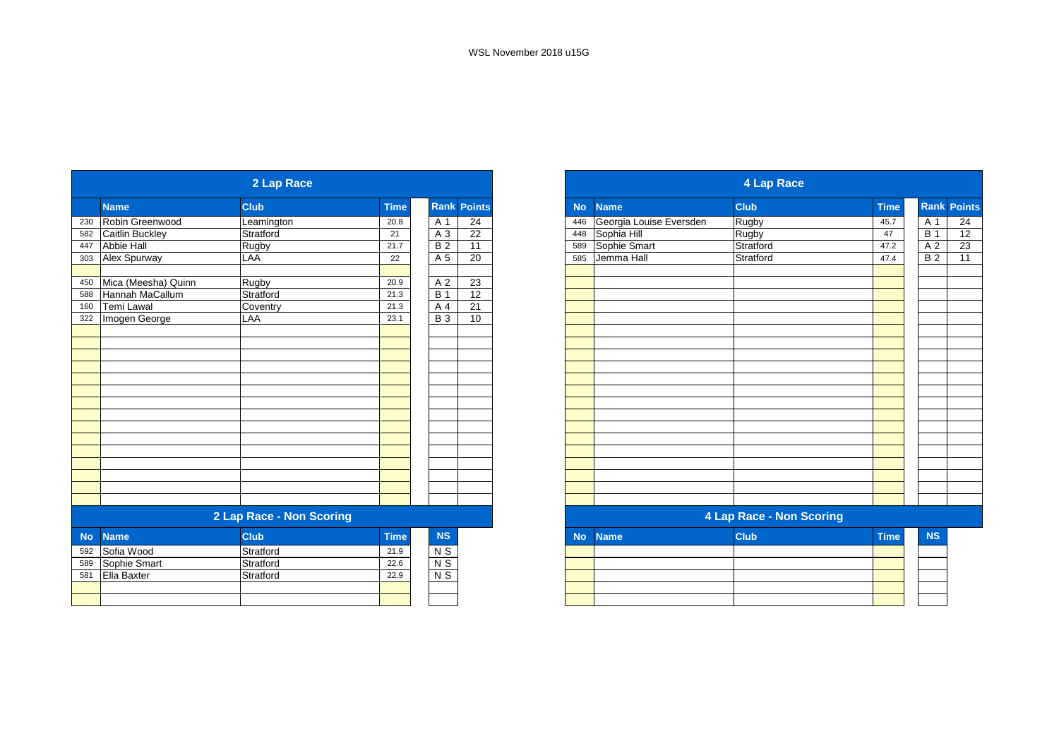WSL November 2018 u15G

## 2 Lap Race

| No | Name | Club | Time | Rank | Points |
|---|---|---|---|---|---|
| 230 | Robin Greenwood | Leamington | 20.8 | A 1 | 24 |
| 582 | Caitlin Buckley | Stratford | 21 | A 3 | 22 |
| 447 | Abbie Hall | Rugby | 21.7 | B 2 | 11 |
| 303 | Alex Spurway | LAA | 22 | A 5 | 20 |
| | | | | | |
| 450 | Mica (Meesha) Quinn | Rugby | 20.9 | A 2 | 23 |
| 588 | Hannah MaCallum | Stratford | 21.3 | B 1 | 12 |
| 160 | Temi Lawal | Coventry | 21.3 | A 4 | 21 |
| 322 | Imogen George | LAA | 23.1 | B 3 | 10 |

## 2 Lap Race - Non Scoring

| No | Name | Club | Time | NS |
|---|---|---|---|---|
| 592 | Sofia Wood | Stratford | 21.9 | N S |
| 589 | Sophie Smart | Stratford | 22.6 | N S |
| 581 | Ella Baxter | Stratford | 22.9 | N S |

## 4 Lap Race

| No | Name | Club | Time | Rank | Points |
|---|---|---|---|---|---|
| 446 | Georgia Louise Eversden | Rugby | 45.7 | A 1 | 24 |
| 448 | Sophia Hill | Rugby | 47 | B 1 | 12 |
| 589 | Sophie Smart | Stratford | 47.2 | A 2 | 23 |
| 585 | Jemma Hall | Stratford | 47.4 | B 2 | 11 |

## 4 Lap Race - Non Scoring

| No | Name | Club | Time | NS |
|---|---|---|---|---|
| | | | | |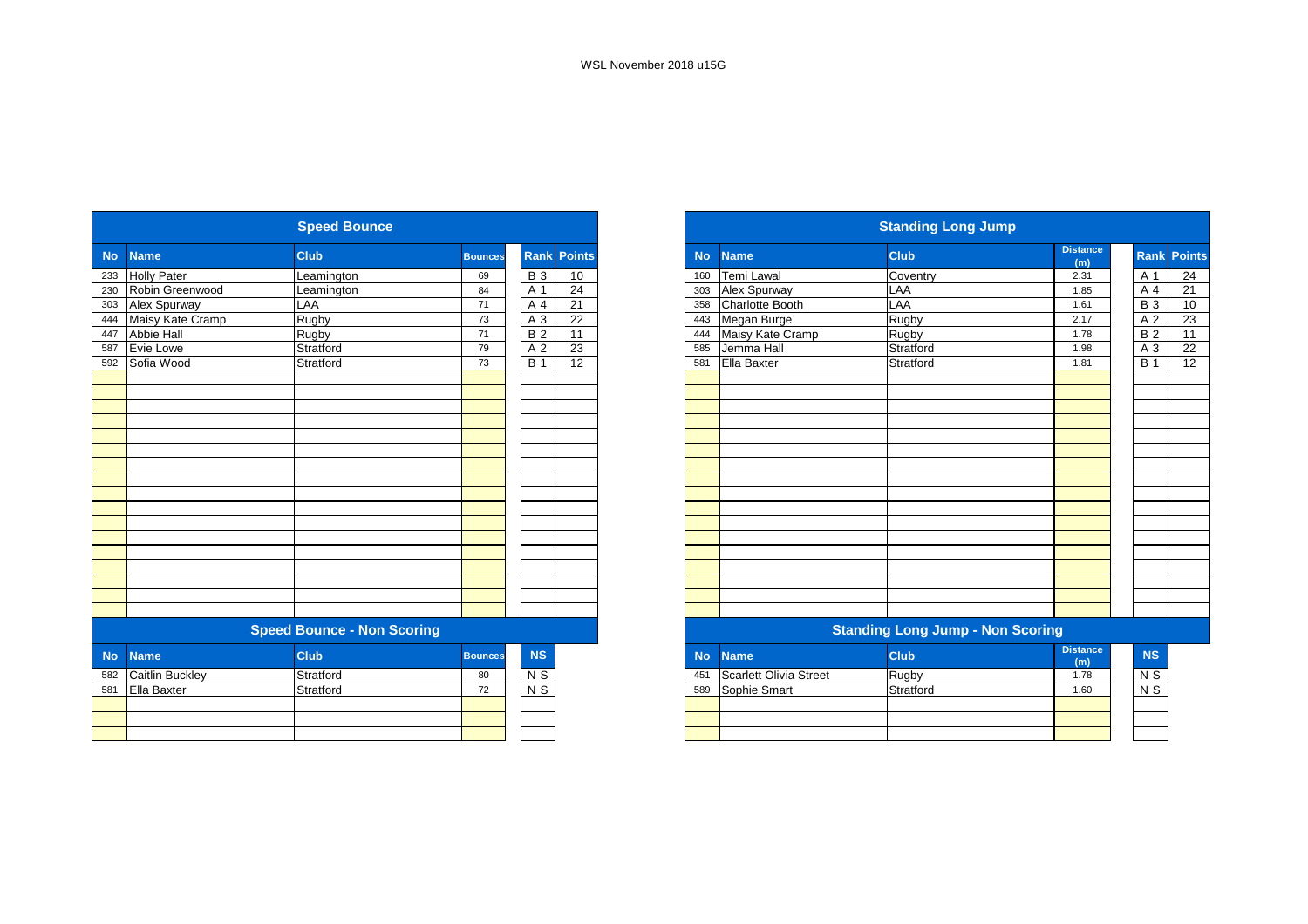WSL November 2018 u15G

## Speed Bounce

| No | Name | Club | Bounces | Rank | Points |
|---|---|---|---|---|---|
| 233 | Holly Pater | Leamington | 69 | B 3 | 10 |
| 230 | Robin Greenwood | Leamington | 84 | A 1 | 24 |
| 303 | Alex Spurway | LAA | 71 | A 4 | 21 |
| 444 | Maisy Kate Cramp | Rugby | 73 | A 3 | 22 |
| 447 | Abbie Hall | Rugby | 71 | B 2 | 11 |
| 587 | Evie Lowe | Stratford | 79 | A 2 | 23 |
| 592 | Sofia Wood | Stratford | 73 | B 1 | 12 |

## Speed Bounce - Non Scoring

| No | Name | Club | Bounces | NS |
|---|---|---|---|---|
| 582 | Caitlin Buckley | Stratford | 80 | N S |
| 581 | Ella Baxter | Stratford | 72 | N S |

## Standing Long Jump

| No | Name | Club | Distance (m) | Rank | Points |
|---|---|---|---|---|---|
| 160 | Temi Lawal | Coventry | 2.31 | A 1 | 24 |
| 303 | Alex Spurway | LAA | 1.85 | A 4 | 21 |
| 358 | Charlotte Booth | LAA | 1.61 | B 3 | 10 |
| 443 | Megan Burge | Rugby | 2.17 | A 2 | 23 |
| 444 | Maisy Kate Cramp | Rugby | 1.78 | B 2 | 11 |
| 585 | Jemma Hall | Stratford | 1.98 | A 3 | 22 |
| 581 | Ella Baxter | Stratford | 1.81 | B 1 | 12 |

## Standing Long Jump - Non Scoring

| No | Name | Club | Distance (m) | NS |
|---|---|---|---|---|
| 451 | Scarlett Olivia Street | Rugby | 1.78 | N S |
| 589 | Sophie Smart | Stratford | 1.60 | N S |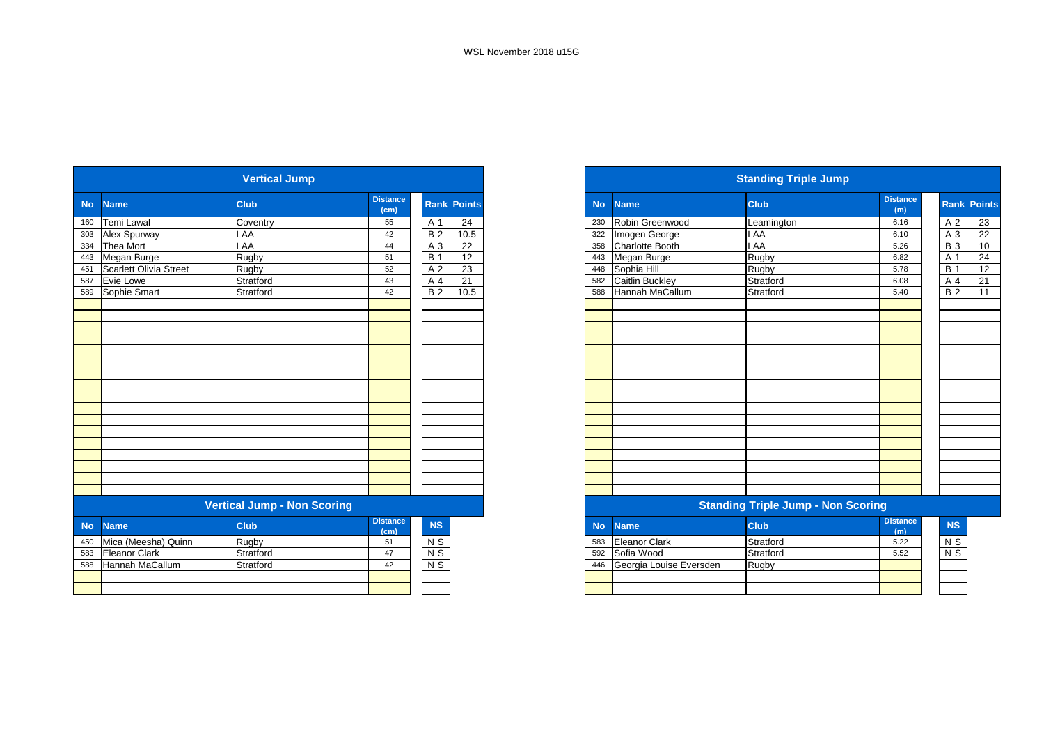WSL November 2018 u15G

## Vertical Jump

| No | Name | Club | Distance (cm) | Rank | Points |
|---|---|---|---|---|---|
| 160 | Temi Lawal | Coventry | 55 | A 1 | 24 |
| 303 | Alex Spurway | LAA | 42 | B 2 | 10.5 |
| 334 | Thea Mort | LAA | 44 | A 3 | 22 |
| 443 | Megan Burge | Rugby | 51 | B 1 | 12 |
| 451 | Scarlett Olivia Street | Rugby | 52 | A 2 | 23 |
| 587 | Evie Lowe | Stratford | 43 | A 4 | 21 |
| 589 | Sophie Smart | Stratford | 42 | B 2 | 10.5 |

## Vertical Jump - Non Scoring

| No | Name | Club | Distance (cm) | NS |
|---|---|---|---|---|
| 450 | Mica (Meesha) Quinn | Rugby | 51 | N S |
| 583 | Eleanor Clark | Stratford | 47 | N S |
| 588 | Hannah MaCallum | Stratford | 42 | N S |

## Standing Triple Jump

| No | Name | Club | Distance (m) | Rank | Points |
|---|---|---|---|---|---|
| 230 | Robin Greenwood | Leamington | 6.16 | A 2 | 23 |
| 322 | Imogen George | LAA | 6.10 | A 3 | 22 |
| 358 | Charlotte Booth | LAA | 5.26 | B 3 | 10 |
| 443 | Megan Burge | Rugby | 6.82 | A 1 | 24 |
| 448 | Sophia Hill | Rugby | 5.78 | B 1 | 12 |
| 582 | Caitlin Buckley | Stratford | 6.08 | A 4 | 21 |
| 588 | Hannah MaCallum | Stratford | 5.40 | B 2 | 11 |

## Standing Triple Jump - Non Scoring

| No | Name | Club | Distance (m) | NS |
|---|---|---|---|---|
| 583 | Eleanor Clark | Stratford | 5.22 | N S |
| 592 | Sofia Wood | Stratford | 5.52 | N S |
| 446 | Georgia Louise Eversden | Rugby | | |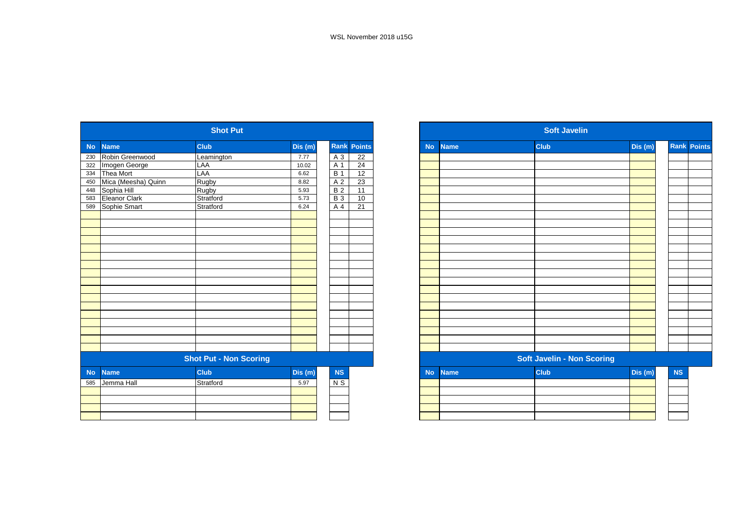WSL November 2018 u15G

## Shot Put

| No | Name | Club | Dis (m) | Rank | Points |
|---|---|---|---|---|---|
| 230 | Robin Greenwood | Leamington | 7.77 | A 3 | 22 |
| 322 | Imogen George | LAA | 10.02 | A 1 | 24 |
| 334 | Thea Mort | LAA | 6.62 | B 1 | 12 |
| 450 | Mica (Meesha) Quinn | Rugby | 8.82 | A 2 | 23 |
| 448 | Sophia Hill | Rugby | 5.93 | B 2 | 11 |
| 583 | Eleanor Clark | Stratford | 5.73 | B 3 | 10 |
| 589 | Sophie Smart | Stratford | 6.24 | A 4 | 21 |

## Shot Put - Non Scoring

| No | Name | Club | Dis (m) | NS |
|---|---|---|---|---|
| 585 | Jemma Hall | Stratford | 5.97 | N S |

## Soft Javelin

| No | Name | Club | Dis (m) | Rank | Points |
|---|---|---|---|---|---|

## Soft Javelin - Non Scoring

| No | Name | Club | Dis (m) | NS |
|---|---|---|---|---|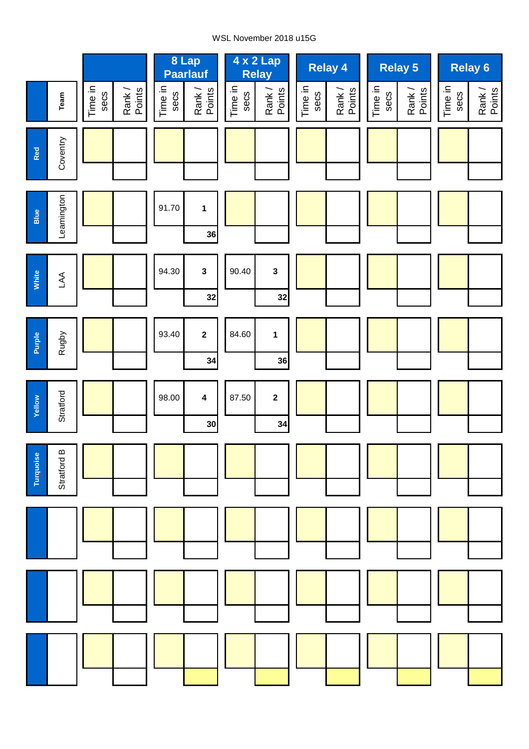WSL November 2018 u15G

| | | | | 8 Lap Paarlauf | | 4 x 2 Lap Relay | | Relay 4 | | Relay 5 | | Relay 6 | |
|---|---|---|---|---|---|---|---|---|---|---|---|---|---|
| | Team | Time in secs | Rank / Points | Time in secs | Rank / Points | Time in secs | Rank / Points | Time in secs | Rank / Points | Time in secs | Rank / Points | Time in secs | Rank / Points |
| Red | Coventry | | | | | | | | | | | | |
| Blue | Leamington | | | 91.70 | 1 / 36 | | | | | | | | |
| White | LAA | | | 94.30 | 3 / 32 | 90.40 | 3 / 32 | | | | | | |
| Purple | Rugby | | | 93.40 | 2 / 34 | 84.60 | 1 / 36 | | | | | | |
| Yellow | Stratford | | | 98.00 | 4 / 30 | 87.50 | 2 / 34 | | | | | | |
| Turquoise | Stratford B | | | | | | | | | | | | |
| | | | | | | | | | | | | | |
| | | | | | | | | | | | | | |
| | | | | | | | | | | | | | |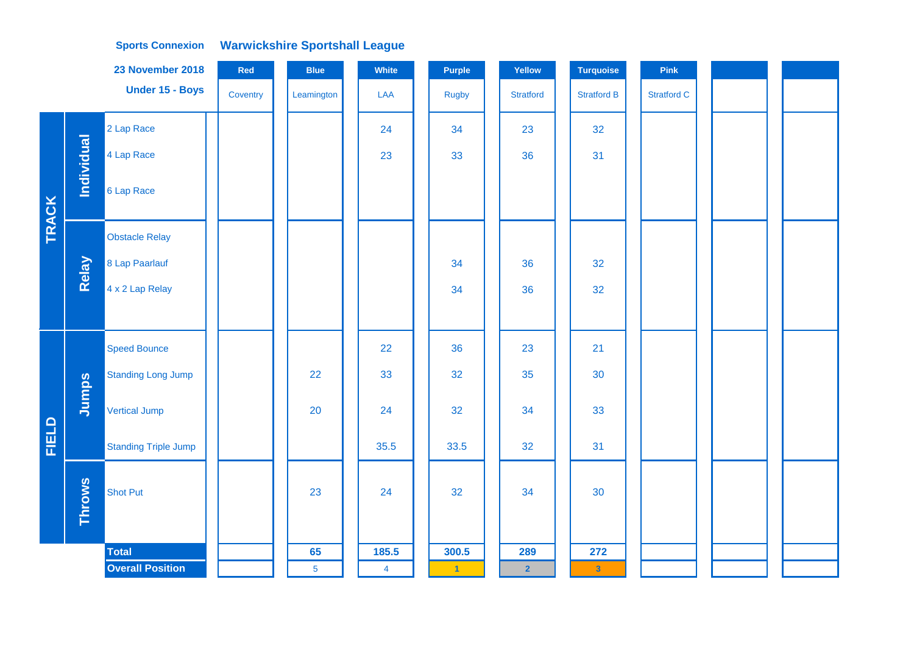**Sports Connexion** **Warwickshire Sportshall League**

**23 November 2018**

**Under 15 - Boys**

| | | | Red | Blue | White | Purple | Yellow | Turquoise | Pink | | |
|---|---|---|---|---|---|---|---|---|---|---|---|
| | | | Coventry | Leamington | LAA | Rugby | Stratford | Stratford B | Stratford C | | |
| TRACK | Individual | 2 Lap Race | | | 24 | 34 | 23 | 32 | | | |
| | | 4 Lap Race | | | 23 | 33 | 36 | 31 | | | |
| | | 6 Lap Race | | | | | | | | | |
| | Relay | Obstacle Relay | | | | | | | | | |
| | | 8 Lap Paarlauf | | | | 34 | 36 | 32 | | | |
| | | 4 x 2 Lap Relay | | | | 34 | 36 | 32 | | | |
| FIELD | Jumps | Speed Bounce | | | 22 | 36 | 23 | 21 | | | |
| | | Standing Long Jump | | 22 | 33 | 32 | 35 | 30 | | | |
| | | Vertical Jump | | 20 | 24 | 32 | 34 | 33 | | | |
| | | Standing Triple Jump | | | 35.5 | 33.5 | 32 | 31 | | | |
| | Throws | Shot Put | | 23 | 24 | 32 | 34 | 30 | | | |
| | | **Total** | | **65** | **185.5** | **300.5** | **289** | **272** | | | |
| | | **Overall Position** | | 5 | 4 | 1 | 2 | 3 | | | |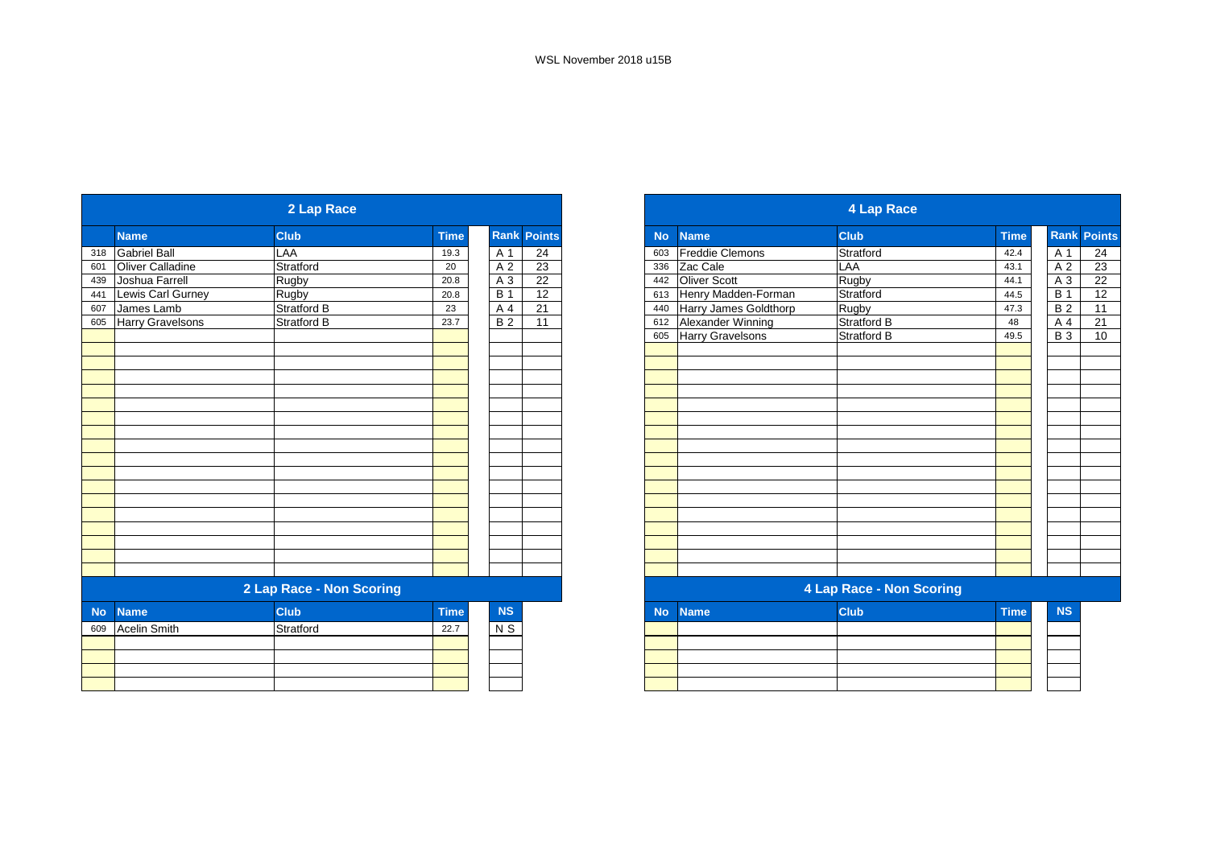WSL November 2018 u15B

## 2 Lap Race

| No | Name | Club | Time | Rank | Points |
|---|---|---|---|---|---|
| 318 | Gabriel Ball | LAA | 19.3 | A 1 | 24 |
| 601 | Oliver Calladine | Stratford | 20 | A 2 | 23 |
| 439 | Joshua Farrell | Rugby | 20.8 | A 3 | 22 |
| 441 | Lewis Carl Gurney | Rugby | 20.8 | B 1 | 12 |
| 607 | James Lamb | Stratford B | 23 | A 4 | 21 |
| 605 | Harry Gravelsons | Stratford B | 23.7 | B 2 | 11 |

## 2 Lap Race - Non Scoring

| No | Name | Club | Time | NS |
|---|---|---|---|---|
| 609 | Acelin Smith | Stratford | 22.7 | N S |

## 4 Lap Race

| No | Name | Club | Time | Rank | Points |
|---|---|---|---|---|---|
| 603 | Freddie Clemons | Stratford | 42.4 | A 1 | 24 |
| 336 | Zac Cale | LAA | 43.1 | A 2 | 23 |
| 442 | Oliver Scott | Rugby | 44.1 | A 3 | 22 |
| 613 | Henry Madden-Forman | Stratford | 44.5 | B 1 | 12 |
| 440 | Harry James Goldthorp | Rugby | 47.3 | B 2 | 11 |
| 612 | Alexander Winning | Stratford B | 48 | A 4 | 21 |
| 605 | Harry Gravelsons | Stratford B | 49.5 | B 3 | 10 |

## 4 Lap Race - Non Scoring

| No | Name | Club | Time | NS |
|---|---|---|---|---|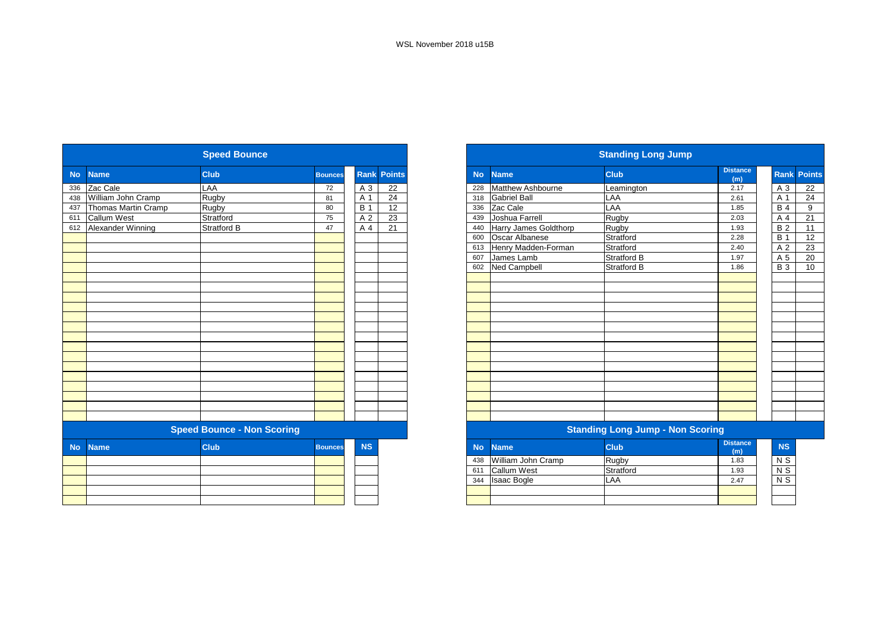WSL November 2018 u15B

## Speed Bounce

| No | Name | Club | Bounces | Rank | Points |
|---|---|---|---|---|---|
| 336 | Zac Cale | LAA | 72 | A 3 | 22 |
| 438 | William John Cramp | Rugby | 81 | A 1 | 24 |
| 437 | Thomas Martin Cramp | Rugby | 80 | B 1 | 12 |
| 611 | Callum West | Stratford | 75 | A 2 | 23 |
| 612 | Alexander Winning | Stratford B | 47 | A 4 | 21 |

## Speed Bounce - Non Scoring

| No | Name | Club | Bounces | NS |
|---|---|---|---|---|

## Standing Long Jump

| No | Name | Club | Distance (m) | Rank | Points |
|---|---|---|---|---|---|
| 228 | Matthew Ashbourne | Leamington | 2.17 | A 3 | 22 |
| 318 | Gabriel Ball | LAA | 2.61 | A 1 | 24 |
| 336 | Zac Cale | LAA | 1.85 | B 4 | 9 |
| 439 | Joshua Farrell | Rugby | 2.03 | A 4 | 21 |
| 440 | Harry James Goldthorp | Rugby | 1.93 | B 2 | 11 |
| 600 | Oscar Albanese | Stratford | 2.28 | B 1 | 12 |
| 613 | Henry Madden-Forman | Stratford | 2.40 | A 2 | 23 |
| 607 | James Lamb | Stratford B | 1.97 | A 5 | 20 |
| 602 | Ned Campbell | Stratford B | 1.86 | B 3 | 10 |

## Standing Long Jump - Non Scoring

| No | Name | Club | Distance (m) | NS |
|---|---|---|---|---|
| 438 | William John Cramp | Rugby | 1.83 | N S |
| 611 | Callum West | Stratford | 1.93 | N S |
| 344 | Isaac Bogle | LAA | 2.47 | N S |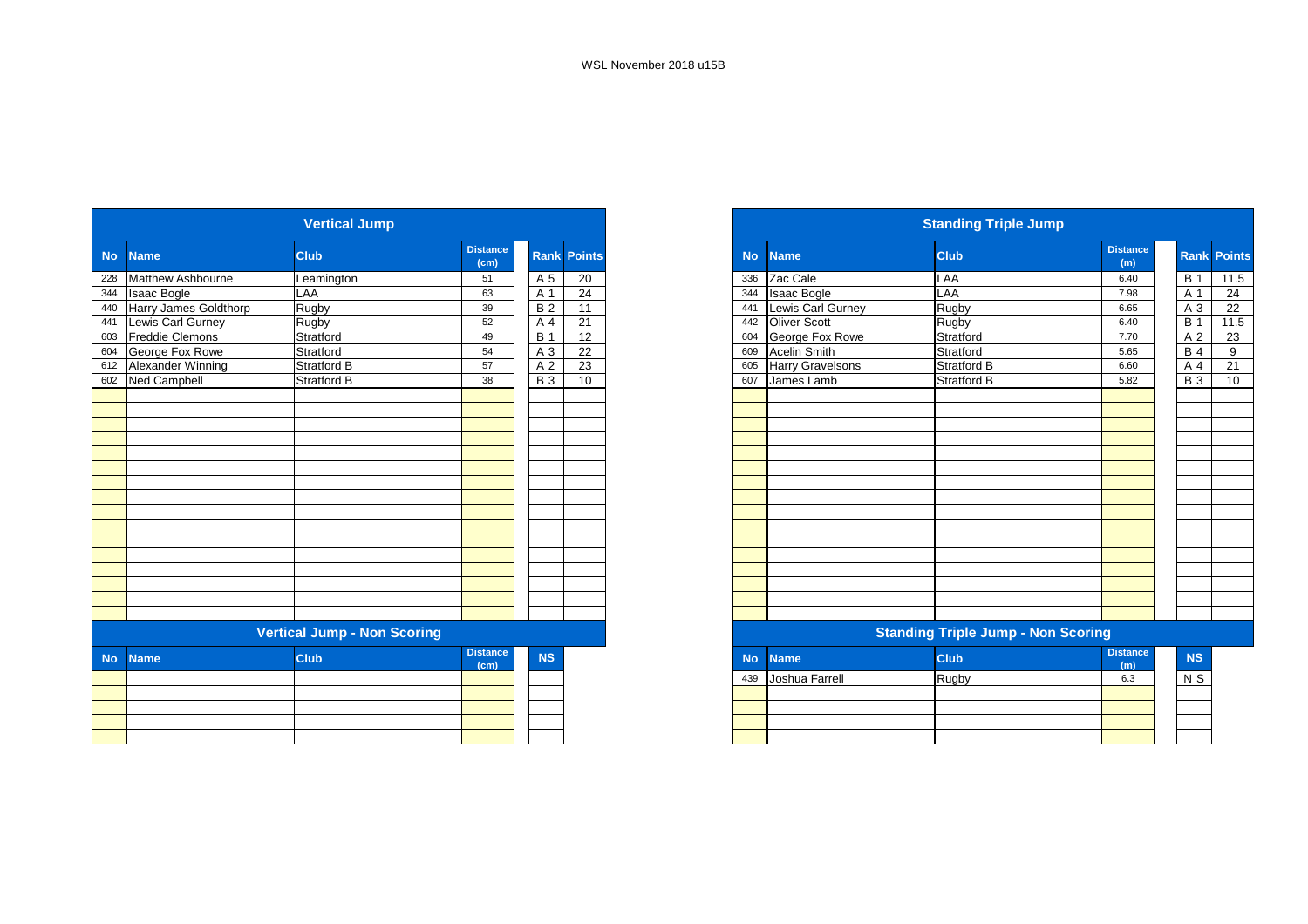WSL November 2018 u15B

## Vertical Jump

| No | Name | Club | Distance (cm) | Rank | Points |
|---|---|---|---|---|---|
| 228 | Matthew Ashbourne | Leamington | 51 | A 5 | 20 |
| 344 | Isaac Bogle | LAA | 63 | A 1 | 24 |
| 440 | Harry James Goldthorp | Rugby | 39 | B 2 | 11 |
| 441 | Lewis Carl Gurney | Rugby | 52 | A 4 | 21 |
| 603 | Freddie Clemons | Stratford | 49 | B 1 | 12 |
| 604 | George Fox Rowe | Stratford | 54 | A 3 | 22 |
| 612 | Alexander Winning | Stratford B | 57 | A 2 | 23 |
| 602 | Ned Campbell | Stratford B | 38 | B 3 | 10 |

## Vertical Jump - Non Scoring

| No | Name | Club | Distance (cm) | NS |
|---|---|---|---|---|

## Standing Triple Jump

| No | Name | Club | Distance (m) | Rank | Points |
|---|---|---|---|---|---|
| 336 | Zac Cale | LAA | 6.40 | B 1 | 11.5 |
| 344 | Isaac Bogle | LAA | 7.98 | A 1 | 24 |
| 441 | Lewis Carl Gurney | Rugby | 6.65 | A 3 | 22 |
| 442 | Oliver Scott | Rugby | 6.40 | B 1 | 11.5 |
| 604 | George Fox Rowe | Stratford | 7.70 | A 2 | 23 |
| 609 | Acelin Smith | Stratford | 5.65 | B 4 | 9 |
| 605 | Harry Gravelsons | Stratford B | 6.60 | A 4 | 21 |
| 607 | James Lamb | Stratford B | 5.82 | B 3 | 10 |

## Standing Triple Jump - Non Scoring

| No | Name | Club | Distance (m) | NS |
|---|---|---|---|---|
| 439 | Joshua Farrell | Rugby | 6.3 | N S |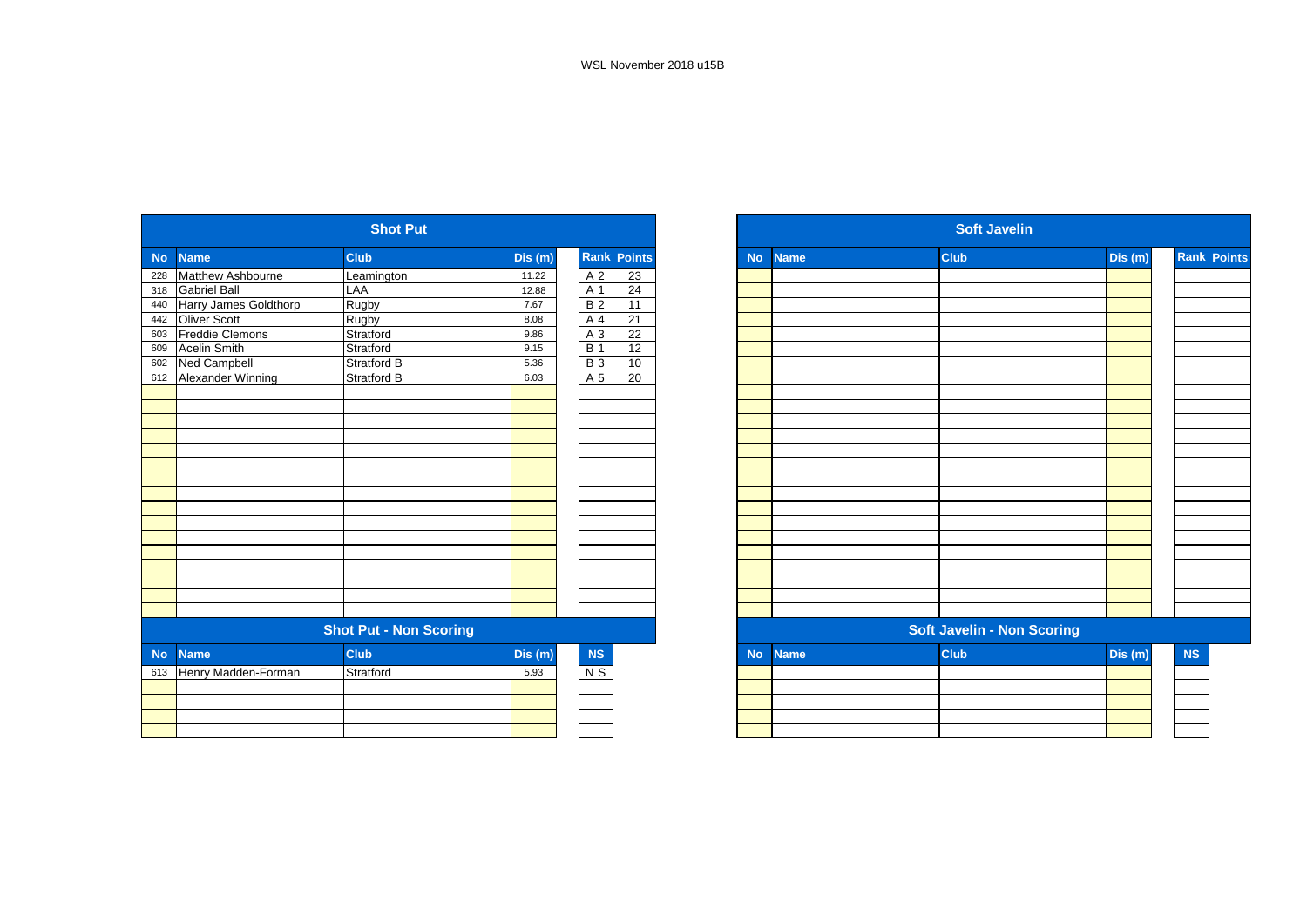WSL November 2018 u15B

## Shot Put

| No | Name | Club | Dis (m) | Rank | Points |
|---|---|---|---|---|---|
| 228 | Matthew Ashbourne | Leamington | 11.22 | A 2 | 23 |
| 318 | Gabriel Ball | LAA | 12.88 | A 1 | 24 |
| 440 | Harry James Goldthorp | Rugby | 7.67 | B 2 | 11 |
| 442 | Oliver Scott | Rugby | 8.08 | A 4 | 21 |
| 603 | Freddie Clemons | Stratford | 9.86 | A 3 | 22 |
| 609 | Acelin Smith | Stratford | 9.15 | B 1 | 12 |
| 602 | Ned Campbell | Stratford B | 5.36 | B 3 | 10 |
| 612 | Alexander Winning | Stratford B | 6.03 | A 5 | 20 |

## Shot Put - Non Scoring

| No | Name | Club | Dis (m) | NS |
|---|---|---|---|---|
| 613 | Henry Madden-Forman | Stratford | 5.93 | N S |

## Soft Javelin

| No | Name | Club | Dis (m) | Rank | Points |
|---|---|---|---|---|---|

## Soft Javelin - Non Scoring

| No | Name | Club | Dis (m) | NS |
|---|---|---|---|---|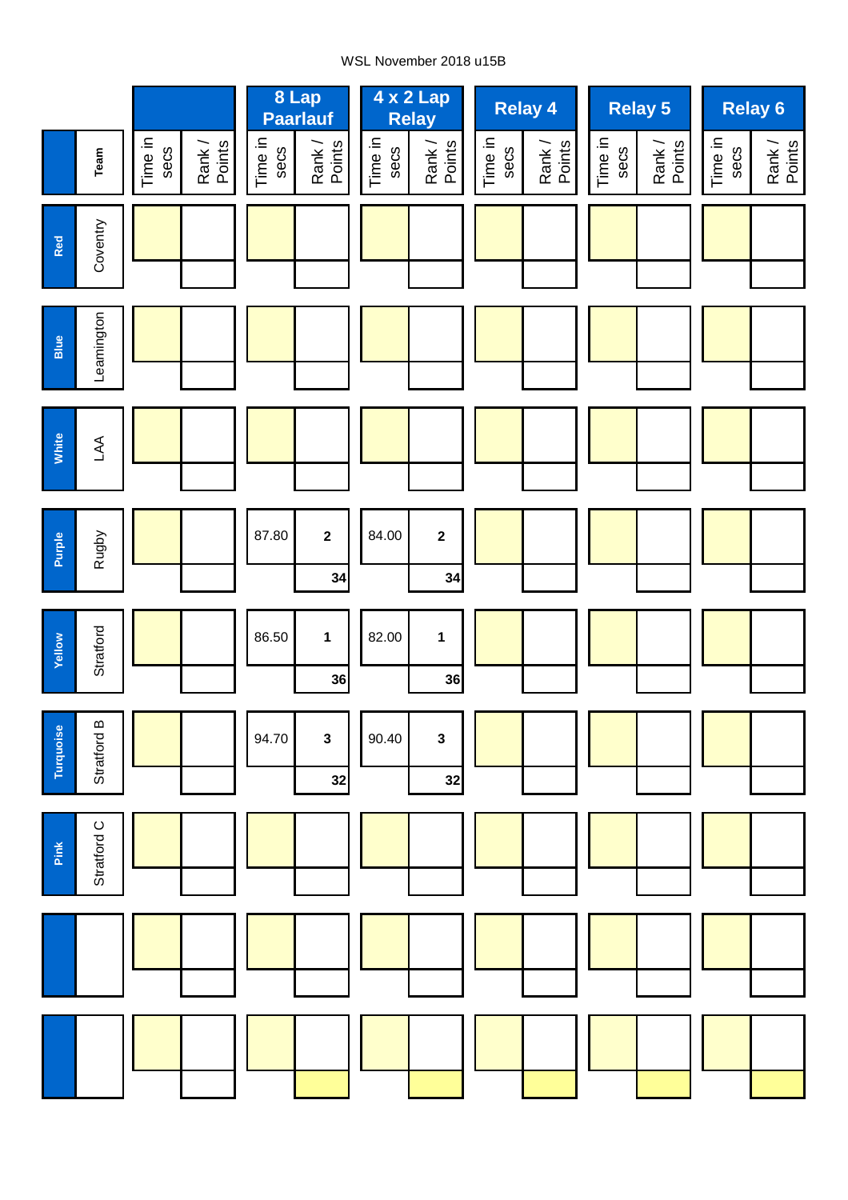WSL November 2018 u15B

| | Team | | | 8 Lap Paarlauf | | 4 x 2 Lap Relay | | Relay 4 | | Relay 5 | | Relay 6 | |
|---|---|---|---|---|---|---|---|---|---|---|---|---|---|
| | | Time in secs | Rank / Points | Time in secs | Rank / Points | Time in secs | Rank / Points | Time in secs | Rank / Points | Time in secs | Rank / Points | Time in secs | Rank / Points |
| Red | Coventry | | | | | | | | | | | | |
| Blue | Leamington | | | | | | | | | | | | |
| White | LAA | | | | | | | | | | | | |
| Purple | Rugby | | | 87.80 | 2 / 34 | 84.00 | 2 / 34 | | | | | | |
| Yellow | Stratford | | | 86.50 | 1 / 36 | 82.00 | 1 / 36 | | | | | | |
| Turquoise | Stratford B | | | 94.70 | 3 / 32 | 90.40 | 3 / 32 | | | | | | |
| Pink | Stratford C | | | | | | | | | | | | |
| | | | | | | | | | | | | | |
| | | | | | | | | | | | | | |